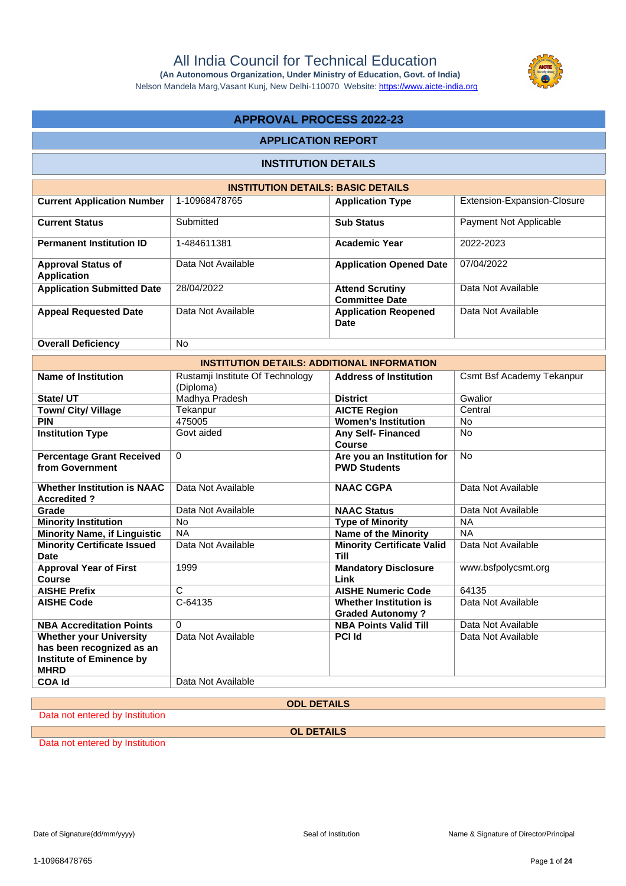# All India Council for Technical Education

**(An Autonomous Organization, Under Ministry of Education, Govt. of India)**

Nelson Mandela Marg,Vasant Kunj, New Delhi-110070 Website: https://www.aicte-india.org

## APPROVAL PROCESS 2022-23

### APPLICATION REPORT

### INSTITUTION DETAILS

| INSTITUTION DETAILS: BASIC DETAILS | | | |
|---|---|---|---|
| **Current Application Number** | 1-10968478765 | **Application Type** | Extension-Expansion-Closure |
| **Current Status** | Submitted | **Sub Status** | Payment Not Applicable |
| **Permanent Institution ID** | 1-484611381 | **Academic Year** | 2022-2023 |
| **Approval Status of Application** | Data Not Available | **Application Opened Date** | 07/04/2022 |
| **Application Submitted Date** | 28/04/2022 | **Attend Scrutiny Committee Date** | Data Not Available |
| **Appeal Requested Date** | Data Not Available | **Application Reopened Date** | Data Not Available |
| **Overall Deficiency** | No | | |

| INSTITUTION DETAILS: ADDITIONAL INFORMATION | | | |
|---|---|---|---|
| **Name of Institution** | Rustamji Institute Of Technology (Diploma) | **Address of Institution** | Csmt Bsf Academy Tekanpur |
| **State/ UT** | Madhya Pradesh | **District** | Gwalior |
| **Town/ City/ Village** | Tekanpur | **AICTE Region** | Central |
| **PIN** | 475005 | **Women's Institution** | No |
| **Institution Type** | Govt aided | **Any Self- Financed Course** | No |
| **Percentage Grant Received from Government** | 0 | **Are you an Institution for PWD Students** | No |
| **Whether Institution is NAAC Accredited ?** | Data Not Available | **NAAC CGPA** | Data Not Available |
| **Grade** | Data Not Available | **NAAC Status** | Data Not Available |
| **Minority Institution** | No | **Type of Minority** | NA |
| **Minority Name, if Linguistic** | NA | **Name of the Minority** | NA |
| **Minority Certificate Issued Date** | Data Not Available | **Minority Certificate Valid Till** | Data Not Available |
| **Approval Year of First Course** | 1999 | **Mandatory Disclosure Link** | www.bsfpolycsmt.org |
| **AISHE Prefix** | C | **AISHE Numeric Code** | 64135 |
| **AISHE Code** | C-64135 | **Whether Institution is Graded Autonomy ?** | Data Not Available |
| **NBA Accreditation Points** | 0 | **NBA Points Valid Till** | Data Not Available |
| **Whether your University has been recognized as an Institute of Eminence by MHRD** | Data Not Available | **PCI Id** | Data Not Available |
| **COA Id** | Data Not Available | | |

**ODL DETAILS**

Data not entered by Institution

**OL DETAILS**

Data not entered by Institution

Date of Signature(dd/mm/yyyy) | Seal of Institution | Name & Signature of Director/Principal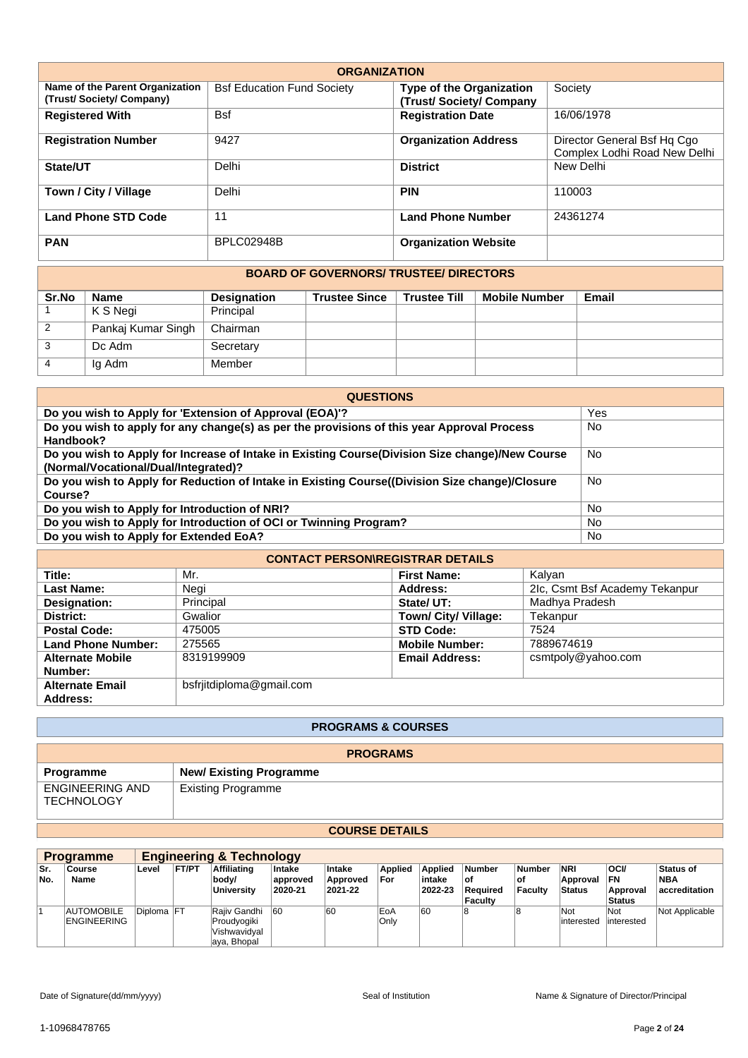## ORGANIZATION

| | | | |
|---|---|---|---|
| **Name of the Parent Organization (Trust/ Society/ Company)** | Bsf Education Fund Society | **Type of the Organization (Trust/ Society/ Company** | Society |
| **Registered With** | Bsf | **Registration Date** | 16/06/1978 |
| **Registration Number** | 9427 | **Organization Address** | Director General Bsf Hq Cgo Complex Lodhi Road New Delhi |
| **State/UT** | Delhi | **District** | New Delhi |
| **Town / City / Village** | Delhi | **PIN** | 110003 |
| **Land Phone STD Code** | 11 | **Land Phone Number** | 24361274 |
| **PAN** | BPLC02948B | **Organization Website** | |

## BOARD OF GOVERNORS/ TRUSTEE/ DIRECTORS

| Sr.No | Name | Designation | Trustee Since | Trustee Till | Mobile Number | Email |
|---|---|---|---|---|---|---|
| 1 | K S Negi | Principal | | | | |
| 2 | Pankaj Kumar Singh | Chairman | | | | |
| 3 | Dc Adm | Secretary | | | | |
| 4 | Ig Adm | Member | | | | |

## QUESTIONS

| | |
|---|---|
| **Do you wish to Apply for 'Extension of Approval (EOA)'?** | Yes |
| **Do you wish to apply for any change(s) as per the provisions of this year Approval Process Handbook?** | No |
| **Do you wish to Apply for Increase of Intake in Existing Course(Division Size change)/New Course (Normal/Vocational/Dual/Integrated)?** | No |
| **Do you wish to Apply for Reduction of Intake in Existing Course((Division Size change)/Closure Course?** | No |
| **Do you wish to Apply for Introduction of NRI?** | No |
| **Do you wish to Apply for Introduction of OCI or Twinning Program?** | No |
| **Do you wish to Apply for Extended EoA?** | No |

## CONTACT PERSON\REGISTRAR DETAILS

| | | | |
|---|---|---|---|
| **Title:** | Mr. | **First Name:** | Kalyan |
| **Last Name:** | Negi | **Address:** | 2Ic, Csmt Bsf Academy Tekanpur |
| **Designation:** | Principal | **State/ UT:** | Madhya Pradesh |
| **District:** | Gwalior | **Town/ City/ Village:** | Tekanpur |
| **Postal Code:** | 475005 | **STD Code:** | 7524 |
| **Land Phone Number:** | 275565 | **Mobile Number:** | 7889674619 |
| **Alternate Mobile Number:** | 8319199909 | **Email Address:** | csmtpoly@yahoo.com |
| **Alternate Email Address:** | bsfrjitdiploma@gmail.com | | |

## PROGRAMS & COURSES

### PROGRAMS

| Programme | New/ Existing Programme |
|---|---|
| ENGINEERING AND TECHNOLOGY | Existing Programme |

### COURSE DETAILS

| **Programme** | **Engineering & Technology** | | | | | | | | | | | | |
|---|---|---|---|---|---|---|---|---|---|---|---|---|---|
| **Sr. No.** | **Course Name** | **Level** | **FT/PT** | **Affiliating body/ University** | **Intake approved 2020-21** | **Intake Approved 2021-22** | **Applied For** | **Applied intake 2022-23** | **Number of Required Faculty** | **Number of Faculty** | **NRI Approval Status** | **OCI/ FN Approval Status** | **Status of NBA accreditation** |
| 1 | AUTOMOBILE ENGINEERING | Diploma | FT | Rajiv Gandhi Proudyogiki Vishwavidyal aya, Bhopal | 60 | 60 | EoA Only | 60 | 8 | 8 | Not interested | Not interested | Not Applicable |

Date of Signature(dd/mm/yyyy) | Seal of Institution | Name & Signature of Director/Principal

1-10968478765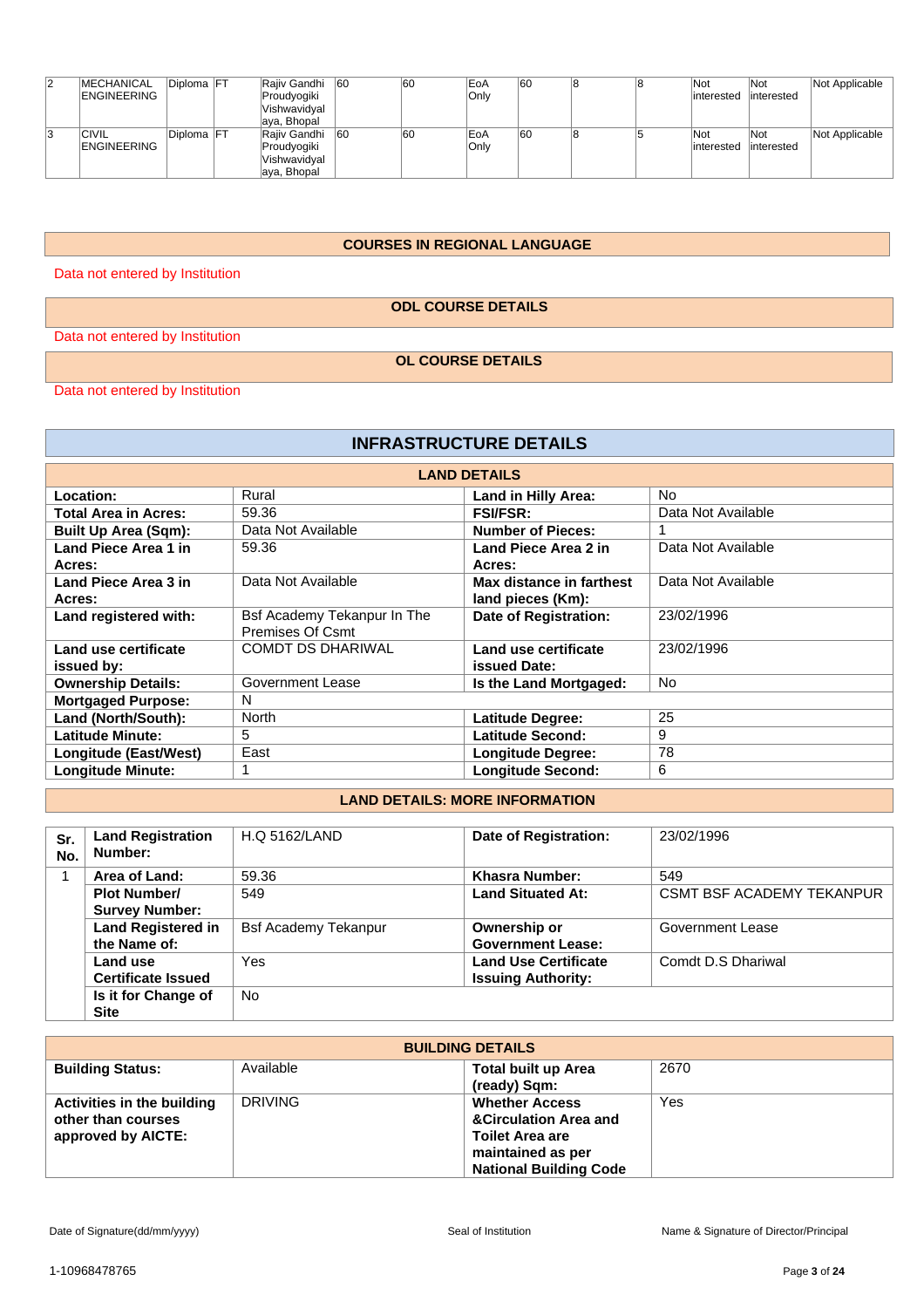| | | | | | | | | | | | | | |
|---|---|---|---|---|---|---|---|---|---|---|---|---|---|
| 2 | MECHANICAL ENGINEERING | Diploma | FT | Rajiv Gandhi Proudyogiki Vishwavidyalaya, Bhopal | 60 | 60 | EoA Only | 60 | 8 | 8 | Not interested | Not interested | Not Applicable |
| 3 | CIVIL ENGINEERING | Diploma | FT | Rajiv Gandhi Proudyogiki Vishwavidyalaya, Bhopal | 60 | 60 | EoA Only | 60 | 8 | 5 | Not interested | Not interested | Not Applicable |

## COURSES IN REGIONAL LANGUAGE

Data not entered by Institution

## ODL COURSE DETAILS

Data not entered by Institution

## OL COURSE DETAILS

Data not entered by Institution

# INFRASTRUCTURE DETAILS

## LAND DETAILS

| | | | |
|---|---|---|---|
| **Location:** | Rural | **Land in Hilly Area:** | No |
| **Total Area in Acres:** | 59.36 | **FSI/FSR:** | Data Not Available |
| **Built Up Area (Sqm):** | Data Not Available | **Number of Pieces:** | 1 |
| **Land Piece Area 1 in Acres:** | 59.36 | **Land Piece Area 2 in Acres:** | Data Not Available |
| **Land Piece Area 3 in Acres:** | Data Not Available | **Max distance in farthest land pieces (Km):** | Data Not Available |
| **Land registered with:** | Bsf Academy Tekanpur In The Premises Of Csmt | **Date of Registration:** | 23/02/1996 |
| **Land use certificate issued by:** | COMDT DS DHARIWAL | **Land use certificate issued Date:** | 23/02/1996 |
| **Ownership Details:** | Government Lease | **Is the Land Mortgaged:** | No |
| **Mortgaged Purpose:** | N | | |
| **Land (North/South):** | North | **Latitude Degree:** | 25 |
| **Latitude Minute:** | 5 | **Latitude Second:** | 9 |
| **Longitude (East/West)** | East | **Longitude Degree:** | 78 |
| **Longitude Minute:** | 1 | **Longitude Second:** | 6 |

## LAND DETAILS: MORE INFORMATION

| **Sr. No.** | **Land Registration Number:** | H.Q 5162/LAND | **Date of Registration:** | 23/02/1996 |
|---|---|---|---|---|
| 1 | **Area of Land:** | 59.36 | **Khasra Number:** | 549 |
| | **Plot Number/ Survey Number:** | 549 | **Land Situated At:** | CSMT BSF ACADEMY TEKANPUR |
| | **Land Registered in the Name of:** | Bsf Academy Tekanpur | **Ownership or Government Lease:** | Government Lease |
| | **Land use Certificate Issued** | Yes | **Land Use Certificate Issuing Authority:** | Comdt D.S Dhariwal |
| | **Is it for Change of Site** | No | | |

## BUILDING DETAILS

| | | | |
|---|---|---|---|
| **Building Status:** | Available | **Total built up Area (ready) Sqm:** | 2670 |
| **Activities in the building other than courses approved by AICTE:** | DRIVING | **Whether Access &Circulation Area and Toilet Area are maintained as per National Building Code** | Yes |

Date of Signature(dd/mm/yyyy) | Seal of Institution | Name & Signature of Director/Principal

1-10968478765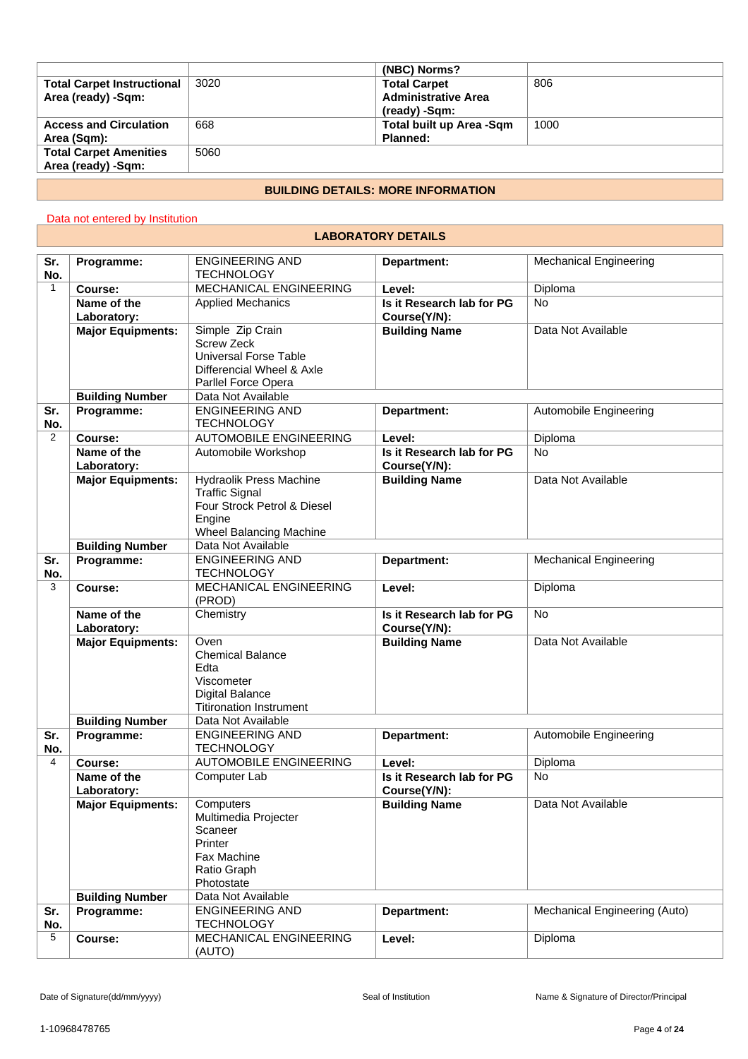| | | (NBC) Norms? | |
|---|---|---|---|
| **Total Carpet Instructional Area (ready) -Sqm:** | 3020 | **Total Carpet Administrative Area (ready) -Sqm:** | 806 |
| **Access and Circulation Area (Sqm):** | 668 | **Total built up Area -Sqm Planned:** | 1000 |
| **Total Carpet Amenities Area (ready) -Sqm:** | 5060 | | |

## BUILDING DETAILS: MORE INFORMATION

Data not entered by Institution

## LABORATORY DETAILS

| Sr. No. | | | | |
|---|---|---|---|---|
| **Sr. No.** | **Programme:** | ENGINEERING AND TECHNOLOGY | **Department:** | Mechanical Engineering |
| 1 | **Course:** | MECHANICAL ENGINEERING | **Level:** | Diploma |
| | **Name of the Laboratory:** | Applied Mechanics | **Is it Research lab for PG Course(Y/N):** | No |
| | **Major Equipments:** | Simple Zip Crain<br>Screw Zeck<br>Universal Forse Table<br>Differencial Wheel & Axle<br>Parllel Force Opera | **Building Name** | Data Not Available |
| | **Building Number** | Data Not Available | | |
| **Sr. No.** | **Programme:** | ENGINEERING AND TECHNOLOGY | **Department:** | Automobile Engineering |
| 2 | **Course:** | AUTOMOBILE ENGINEERING | **Level:** | Diploma |
| | **Name of the Laboratory:** | Automobile Workshop | **Is it Research lab for PG Course(Y/N):** | No |
| | **Major Equipments:** | Hydraolik Press Machine<br>Traffic Signal<br>Four Strock Petrol & Diesel Engine<br>Wheel Balancing Machine | **Building Name** | Data Not Available |
| | **Building Number** | Data Not Available | | |
| **Sr. No.** | **Programme:** | ENGINEERING AND TECHNOLOGY | **Department:** | Mechanical Engineering |
| 3 | **Course:** | MECHANICAL ENGINEERING (PROD) | **Level:** | Diploma |
| | **Name of the Laboratory:** | Chemistry | **Is it Research lab for PG Course(Y/N):** | No |
| | **Major Equipments:** | Oven<br>Chemical Balance<br>Edta<br>Viscometer<br>Digital Balance<br>Titironation Instrument | **Building Name** | Data Not Available |
| | **Building Number** | Data Not Available | | |
| **Sr. No.** | **Programme:** | ENGINEERING AND TECHNOLOGY | **Department:** | Automobile Engineering |
| 4 | **Course:** | AUTOMOBILE ENGINEERING | **Level:** | Diploma |
| | **Name of the Laboratory:** | Computer Lab | **Is it Research lab for PG Course(Y/N):** | No |
| | **Major Equipments:** | Computers<br>Multimedia Projecter<br>Scaneer<br>Printer<br>Fax Machine<br>Ratio Graph<br>Photostate | **Building Name** | Data Not Available |
| | **Building Number** | Data Not Available | | |
| **Sr. No.** | **Programme:** | ENGINEERING AND TECHNOLOGY | **Department:** | Mechanical Engineering (Auto) |
| 5 | **Course:** | MECHANICAL ENGINEERING (AUTO) | **Level:** | Diploma |

Date of Signature(dd/mm/yyyy) Seal of Institution Name & Signature of Director/Principal

1-10968478765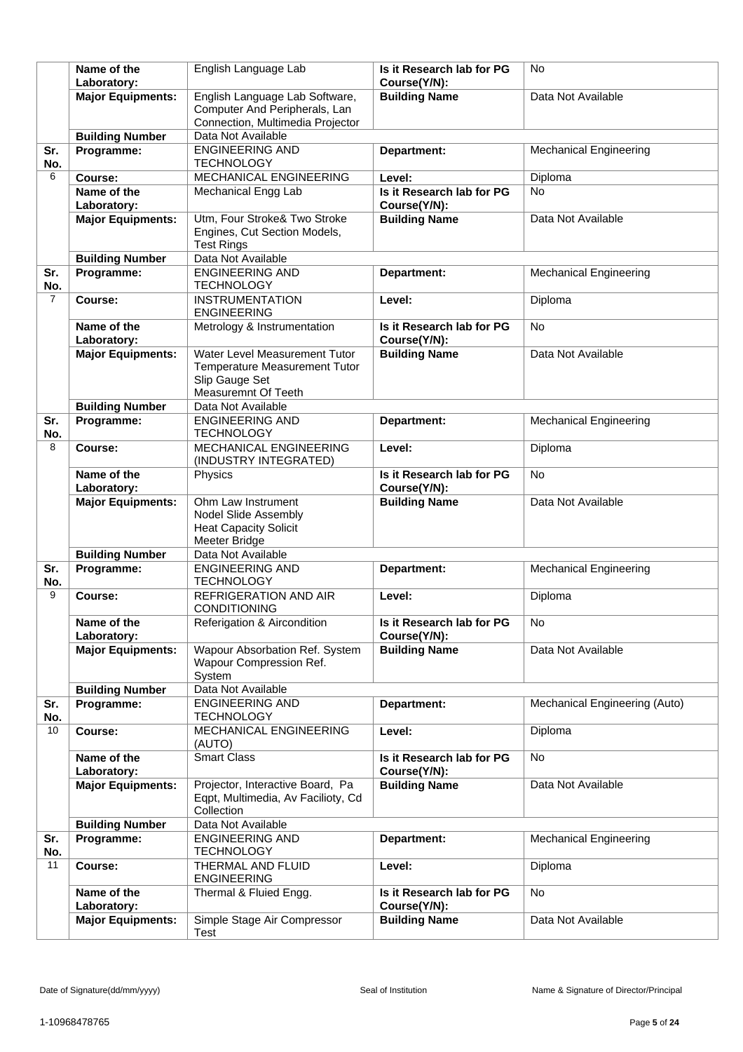| | | | | |
|---|---|---|---|---|
| | **Name of the Laboratory:** | English Language Lab | **Is it Research lab for PG Course(Y/N):** | No |
| | **Major Equipments:** | English Language Lab Software, Computer And Peripherals, Lan Connection, Multimedia Projector | **Building Name** | Data Not Available |
| | **Building Number** | Data Not Available | | |
| **Sr. No.** | **Programme:** | ENGINEERING AND TECHNOLOGY | **Department:** | Mechanical Engineering |
| 6 | **Course:** | MECHANICAL ENGINEERING | **Level:** | Diploma |
| | **Name of the Laboratory:** | Mechanical Engg Lab | **Is it Research lab for PG Course(Y/N):** | No |
| | **Major Equipments:** | Utm, Four Stroke& Two Stroke Engines, Cut Section Models, Test Rings | **Building Name** | Data Not Available |
| | **Building Number** | Data Not Available | | |
| **Sr. No.** | **Programme:** | ENGINEERING AND TECHNOLOGY | **Department:** | Mechanical Engineering |
| 7 | **Course:** | INSTRUMENTATION ENGINEERING | **Level:** | Diploma |
| | **Name of the Laboratory:** | Metrology & Instrumentation | **Is it Research lab for PG Course(Y/N):** | No |
| | **Major Equipments:** | Water Level Measurement Tutor Temperature Measurement Tutor Slip Gauge Set Measuremnt Of Teeth | **Building Name** | Data Not Available |
| | **Building Number** | Data Not Available | | |
| **Sr. No.** | **Programme:** | ENGINEERING AND TECHNOLOGY | **Department:** | Mechanical Engineering |
| 8 | **Course:** | MECHANICAL ENGINEERING (INDUSTRY INTEGRATED) | **Level:** | Diploma |
| | **Name of the Laboratory:** | Physics | **Is it Research lab for PG Course(Y/N):** | No |
| | **Major Equipments:** | Ohm Law Instrument Nodel Slide Assembly Heat Capacity Solicit Meeter Bridge | **Building Name** | Data Not Available |
| | **Building Number** | Data Not Available | | |
| **Sr. No.** | **Programme:** | ENGINEERING AND TECHNOLOGY | **Department:** | Mechanical Engineering |
| 9 | **Course:** | REFRIGERATION AND AIR CONDITIONING | **Level:** | Diploma |
| | **Name of the Laboratory:** | Referigation & Aircondition | **Is it Research lab for PG Course(Y/N):** | No |
| | **Major Equipments:** | Wapour Absorbation Ref. System Wapour Compression Ref. System | **Building Name** | Data Not Available |
| | **Building Number** | Data Not Available | | |
| **Sr. No.** | **Programme:** | ENGINEERING AND TECHNOLOGY | **Department:** | Mechanical Engineering (Auto) |
| 10 | **Course:** | MECHANICAL ENGINEERING (AUTO) | **Level:** | Diploma |
| | **Name of the Laboratory:** | Smart Class | **Is it Research lab for PG Course(Y/N):** | No |
| | **Major Equipments:** | Projector, Interactive Board, Pa Eqpt, Multimedia, Av Facilioty, Cd Collection | **Building Name** | Data Not Available |
| | **Building Number** | Data Not Available | | |
| **Sr. No.** | **Programme:** | ENGINEERING AND TECHNOLOGY | **Department:** | Mechanical Engineering |
| 11 | **Course:** | THERMAL AND FLUID ENGINEERING | **Level:** | Diploma |
| | **Name of the Laboratory:** | Thermal & Fluied Engg. | **Is it Research lab for PG Course(Y/N):** | No |
| | **Major Equipments:** | Simple Stage Air Compressor Test | **Building Name** | Data Not Available |

Date of Signature(dd/mm/yyyy) Seal of Institution Name & Signature of Director/Principal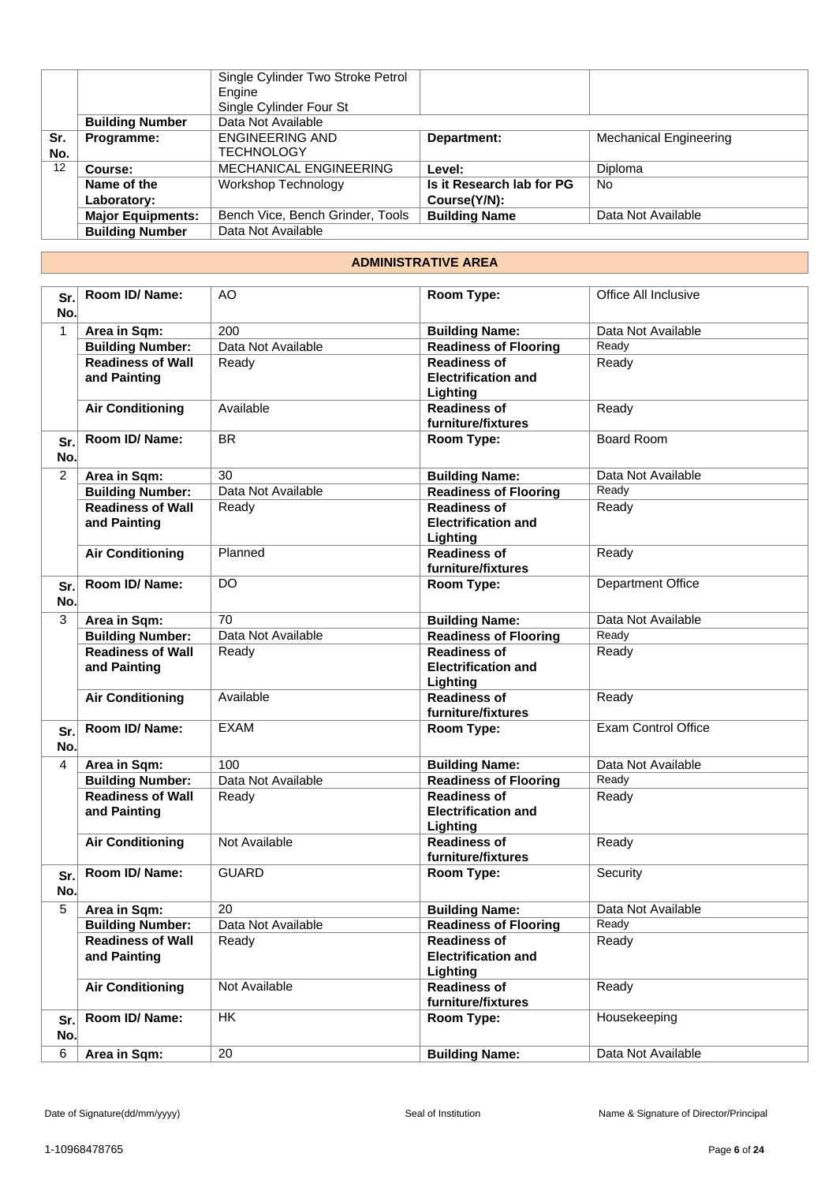| | | | | |
|---|---|---|---|---|
| | | Single Cylinder Two Stroke Petrol Engine Single Cylinder Four St | | |
| | **Building Number** | Data Not Available | | |
| **Sr. No.** | **Programme:** | ENGINEERING AND TECHNOLOGY | **Department:** | Mechanical Engineering |
| 12 | **Course:** | MECHANICAL ENGINEERING | **Level:** | Diploma |
| | **Name of the Laboratory:** | Workshop Technology | **Is it Research lab for PG Course(Y/N):** | No |
| | **Major Equipments:** | Bench Vice, Bench Grinder, Tools | **Building Name** | Data Not Available |
| | **Building Number** | Data Not Available | | |

## ADMINISTRATIVE AREA

| | | | | |
|---|---|---|---|---|
| **Sr. No.** | **Room ID/ Name:** | AO | **Room Type:** | Office All Inclusive |
| 1 | **Area in Sqm:** | 200 | **Building Name:** | Data Not Available |
| | **Building Number:** | Data Not Available | **Readiness of Flooring** | Ready |
| | **Readiness of Wall and Painting** | Ready | **Readiness of Electrification and Lighting** | Ready |
| | **Air Conditioning** | Available | **Readiness of furniture/fixtures** | Ready |
| **Sr. No.** | **Room ID/ Name:** | BR | **Room Type:** | Board Room |
| 2 | **Area in Sqm:** | 30 | **Building Name:** | Data Not Available |
| | **Building Number:** | Data Not Available | **Readiness of Flooring** | Ready |
| | **Readiness of Wall and Painting** | Ready | **Readiness of Electrification and Lighting** | Ready |
| | **Air Conditioning** | Planned | **Readiness of furniture/fixtures** | Ready |
| **Sr. No.** | **Room ID/ Name:** | DO | **Room Type:** | Department Office |
| 3 | **Area in Sqm:** | 70 | **Building Name:** | Data Not Available |
| | **Building Number:** | Data Not Available | **Readiness of Flooring** | Ready |
| | **Readiness of Wall and Painting** | Ready | **Readiness of Electrification and Lighting** | Ready |
| | **Air Conditioning** | Available | **Readiness of furniture/fixtures** | Ready |
| **Sr. No.** | **Room ID/ Name:** | EXAM | **Room Type:** | Exam Control Office |
| 4 | **Area in Sqm:** | 100 | **Building Name:** | Data Not Available |
| | **Building Number:** | Data Not Available | **Readiness of Flooring** | Ready |
| | **Readiness of Wall and Painting** | Ready | **Readiness of Electrification and Lighting** | Ready |
| | **Air Conditioning** | Not Available | **Readiness of furniture/fixtures** | Ready |
| **Sr. No.** | **Room ID/ Name:** | GUARD | **Room Type:** | Security |
| 5 | **Area in Sqm:** | 20 | **Building Name:** | Data Not Available |
| | **Building Number:** | Data Not Available | **Readiness of Flooring** | Ready |
| | **Readiness of Wall and Painting** | Ready | **Readiness of Electrification and Lighting** | Ready |
| | **Air Conditioning** | Not Available | **Readiness of furniture/fixtures** | Ready |
| **Sr. No.** | **Room ID/ Name:** | HK | **Room Type:** | Housekeeping |
| 6 | **Area in Sqm:** | 20 | **Building Name:** | Data Not Available |

Date of Signature(dd/mm/yyyy) Seal of Institution Name & Signature of Director/Principal

1-10968478765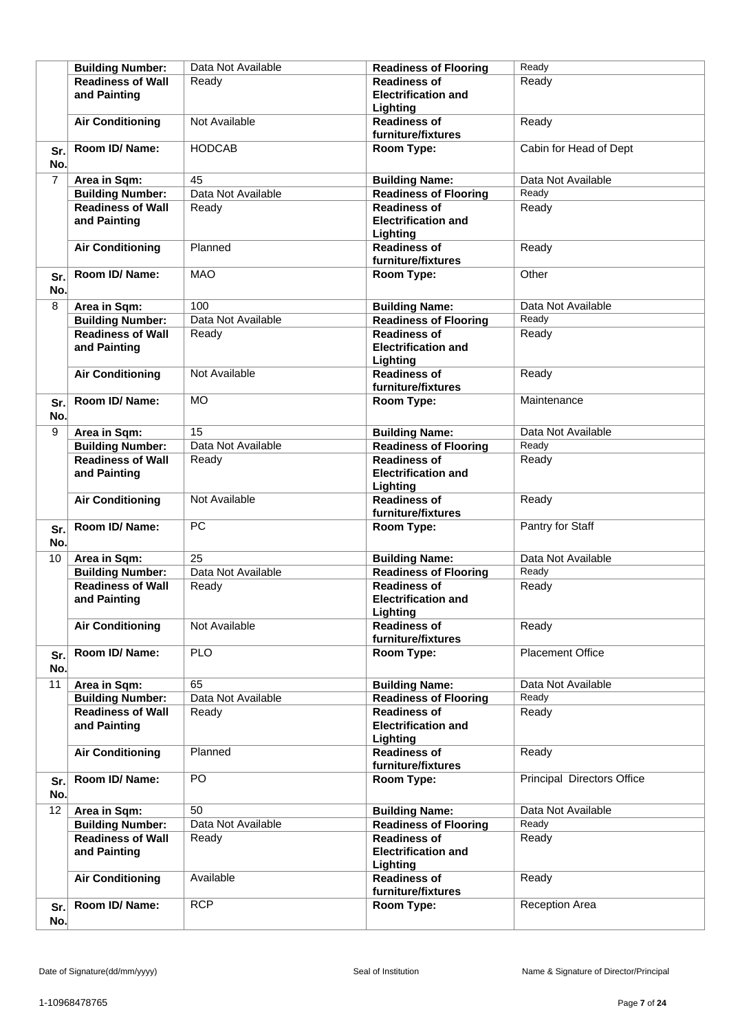| | | | | |
|---|---|---|---|---|
| | **Building Number:** | Data Not Available | **Readiness of Flooring** | Ready |
| | **Readiness of Wall and Painting** | Ready | **Readiness of Electrification and Lighting** | Ready |
| | **Air Conditioning** | Not Available | **Readiness of furniture/fixtures** | Ready |
| **Sr. No.** | **Room ID/ Name:** | HODCAB | **Room Type:** | Cabin for Head of Dept |
| 7 | **Area in Sqm:** | 45 | **Building Name:** | Data Not Available |
| | **Building Number:** | Data Not Available | **Readiness of Flooring** | Ready |
| | **Readiness of Wall and Painting** | Ready | **Readiness of Electrification and Lighting** | Ready |
| | **Air Conditioning** | Planned | **Readiness of furniture/fixtures** | Ready |
| **Sr. No.** | **Room ID/ Name:** | MAO | **Room Type:** | Other |
| 8 | **Area in Sqm:** | 100 | **Building Name:** | Data Not Available |
| | **Building Number:** | Data Not Available | **Readiness of Flooring** | Ready |
| | **Readiness of Wall and Painting** | Ready | **Readiness of Electrification and Lighting** | Ready |
| | **Air Conditioning** | Not Available | **Readiness of furniture/fixtures** | Ready |
| **Sr. No.** | **Room ID/ Name:** | MO | **Room Type:** | Maintenance |
| 9 | **Area in Sqm:** | 15 | **Building Name:** | Data Not Available |
| | **Building Number:** | Data Not Available | **Readiness of Flooring** | Ready |
| | **Readiness of Wall and Painting** | Ready | **Readiness of Electrification and Lighting** | Ready |
| | **Air Conditioning** | Not Available | **Readiness of furniture/fixtures** | Ready |
| **Sr. No.** | **Room ID/ Name:** | PC | **Room Type:** | Pantry for Staff |
| 10 | **Area in Sqm:** | 25 | **Building Name:** | Data Not Available |
| | **Building Number:** | Data Not Available | **Readiness of Flooring** | Ready |
| | **Readiness of Wall and Painting** | Ready | **Readiness of Electrification and Lighting** | Ready |
| | **Air Conditioning** | Not Available | **Readiness of furniture/fixtures** | Ready |
| **Sr. No.** | **Room ID/ Name:** | PLO | **Room Type:** | Placement Office |
| 11 | **Area in Sqm:** | 65 | **Building Name:** | Data Not Available |
| | **Building Number:** | Data Not Available | **Readiness of Flooring** | Ready |
| | **Readiness of Wall and Painting** | Ready | **Readiness of Electrification and Lighting** | Ready |
| | **Air Conditioning** | Planned | **Readiness of furniture/fixtures** | Ready |
| **Sr. No.** | **Room ID/ Name:** | PO | **Room Type:** | Principal Directors Office |
| 12 | **Area in Sqm:** | 50 | **Building Name:** | Data Not Available |
| | **Building Number:** | Data Not Available | **Readiness of Flooring** | Ready |
| | **Readiness of Wall and Painting** | Ready | **Readiness of Electrification and Lighting** | Ready |
| | **Air Conditioning** | Available | **Readiness of furniture/fixtures** | Ready |
| **Sr. No.** | **Room ID/ Name:** | RCP | **Room Type:** | Reception Area |

Date of Signature(dd/mm/yyyy) Seal of Institution Name & Signature of Director/Principal

1-10968478765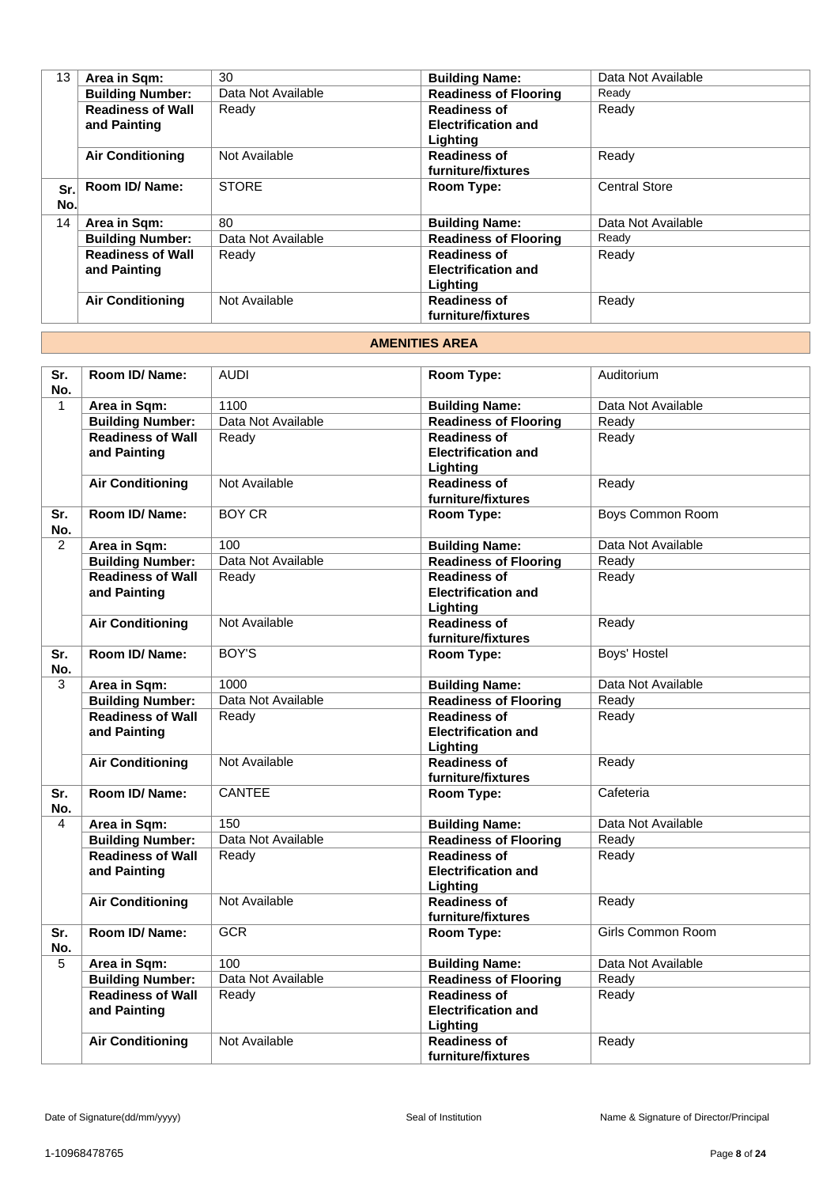| | | | | |
|---|---|---|---|---|
| 13 | **Area in Sqm:** | 30 | **Building Name:** | Data Not Available |
| | **Building Number:** | Data Not Available | **Readiness of Flooring** | Ready |
| | **Readiness of Wall and Painting** | Ready | **Readiness of Electrification and Lighting** | Ready |
| | **Air Conditioning** | Not Available | **Readiness of furniture/fixtures** | Ready |
| **Sr. No.** | **Room ID/ Name:** | STORE | **Room Type:** | Central Store |
| 14 | **Area in Sqm:** | 80 | **Building Name:** | Data Not Available |
| | **Building Number:** | Data Not Available | **Readiness of Flooring** | Ready |
| | **Readiness of Wall and Painting** | Ready | **Readiness of Electrification and Lighting** | Ready |
| | **Air Conditioning** | Not Available | **Readiness of furniture/fixtures** | Ready |

## AMENITIES AREA

| **Sr. No.** | **Room ID/ Name:** | AUDI | **Room Type:** | Auditorium |
|---|---|---|---|---|
| 1 | **Area in Sqm:** | 1100 | **Building Name:** | Data Not Available |
| | **Building Number:** | Data Not Available | **Readiness of Flooring** | Ready |
| | **Readiness of Wall and Painting** | Ready | **Readiness of Electrification and Lighting** | Ready |
| | **Air Conditioning** | Not Available | **Readiness of furniture/fixtures** | Ready |
| **Sr. No.** | **Room ID/ Name:** | BOY CR | **Room Type:** | Boys Common Room |
| 2 | **Area in Sqm:** | 100 | **Building Name:** | Data Not Available |
| | **Building Number:** | Data Not Available | **Readiness of Flooring** | Ready |
| | **Readiness of Wall and Painting** | Ready | **Readiness of Electrification and Lighting** | Ready |
| | **Air Conditioning** | Not Available | **Readiness of furniture/fixtures** | Ready |
| **Sr. No.** | **Room ID/ Name:** | BOY'S | **Room Type:** | Boys' Hostel |
| 3 | **Area in Sqm:** | 1000 | **Building Name:** | Data Not Available |
| | **Building Number:** | Data Not Available | **Readiness of Flooring** | Ready |
| | **Readiness of Wall and Painting** | Ready | **Readiness of Electrification and Lighting** | Ready |
| | **Air Conditioning** | Not Available | **Readiness of furniture/fixtures** | Ready |
| **Sr. No.** | **Room ID/ Name:** | CANTEE | **Room Type:** | Cafeteria |
| 4 | **Area in Sqm:** | 150 | **Building Name:** | Data Not Available |
| | **Building Number:** | Data Not Available | **Readiness of Flooring** | Ready |
| | **Readiness of Wall and Painting** | Ready | **Readiness of Electrification and Lighting** | Ready |
| | **Air Conditioning** | Not Available | **Readiness of furniture/fixtures** | Ready |
| **Sr. No.** | **Room ID/ Name:** | GCR | **Room Type:** | Girls Common Room |
| 5 | **Area in Sqm:** | 100 | **Building Name:** | Data Not Available |
| | **Building Number:** | Data Not Available | **Readiness of Flooring** | Ready |
| | **Readiness of Wall and Painting** | Ready | **Readiness of Electrification and Lighting** | Ready |
| | **Air Conditioning** | Not Available | **Readiness of furniture/fixtures** | Ready |

Date of Signature(dd/mm/yyyy) Seal of Institution Name & Signature of Director/Principal

1-10968478765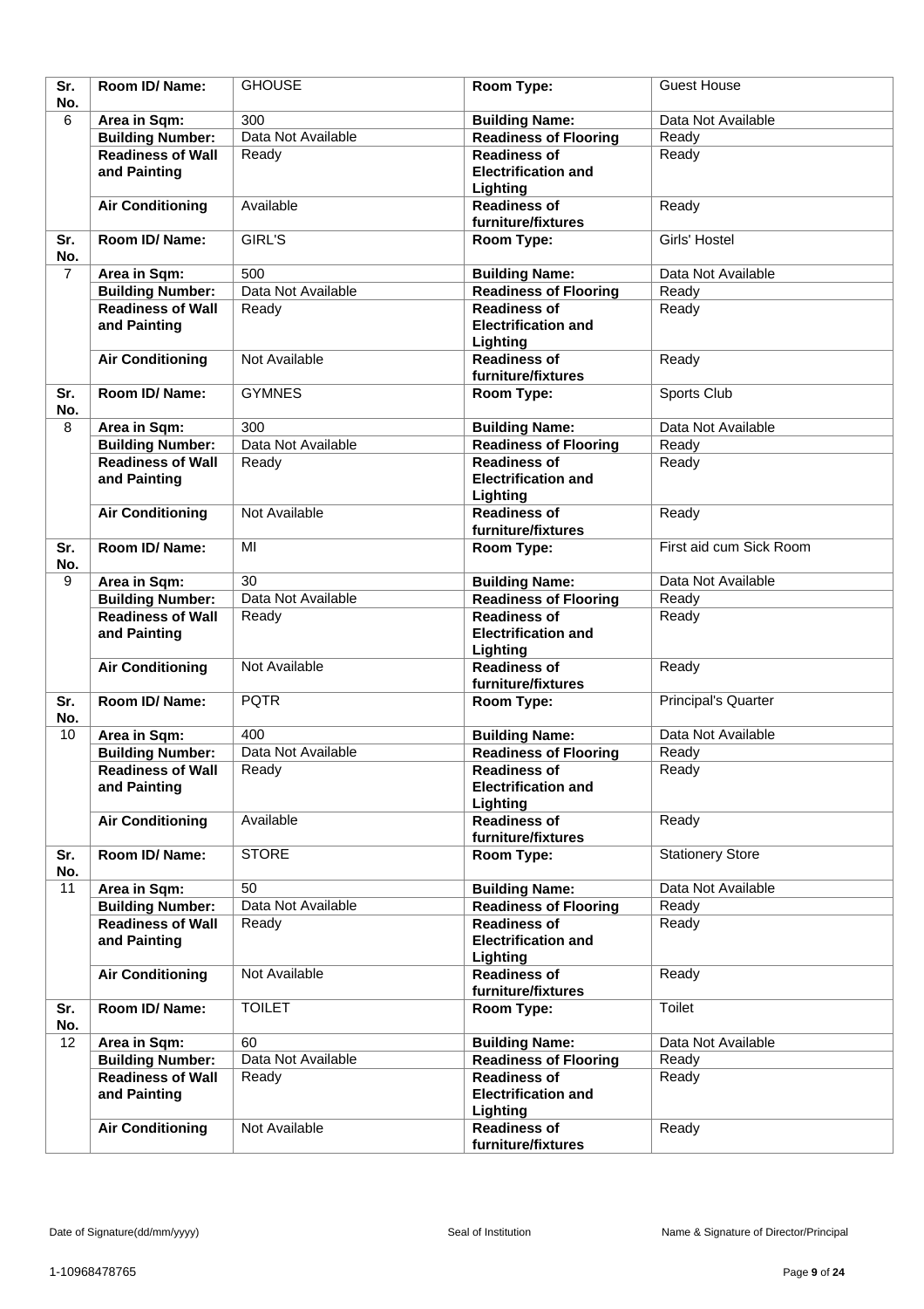| Sr. No. | Room ID/ Name: | GHOUSE | Room Type: | Guest House |
|---|---|---|---|---|
| 6 | Area in Sqm: | 300 | Building Name: | Data Not Available |
| | Building Number: | Data Not Available | Readiness of Flooring | Ready |
| | Readiness of Wall and Painting | Ready | Readiness of Electrification and Lighting | Ready |
| | Air Conditioning | Available | Readiness of furniture/fixtures | Ready |
| Sr. No. | Room ID/ Name: | GIRL'S | Room Type: | Girls' Hostel |
| 7 | Area in Sqm: | 500 | Building Name: | Data Not Available |
| | Building Number: | Data Not Available | Readiness of Flooring | Ready |
| | Readiness of Wall and Painting | Ready | Readiness of Electrification and Lighting | Ready |
| | Air Conditioning | Not Available | Readiness of furniture/fixtures | Ready |
| Sr. No. | Room ID/ Name: | GYMNES | Room Type: | Sports Club |
| 8 | Area in Sqm: | 300 | Building Name: | Data Not Available |
| | Building Number: | Data Not Available | Readiness of Flooring | Ready |
| | Readiness of Wall and Painting | Ready | Readiness of Electrification and Lighting | Ready |
| | Air Conditioning | Not Available | Readiness of furniture/fixtures | Ready |
| Sr. No. | Room ID/ Name: | MI | Room Type: | First aid cum Sick Room |
| 9 | Area in Sqm: | 30 | Building Name: | Data Not Available |
| | Building Number: | Data Not Available | Readiness of Flooring | Ready |
| | Readiness of Wall and Painting | Ready | Readiness of Electrification and Lighting | Ready |
| | Air Conditioning | Not Available | Readiness of furniture/fixtures | Ready |
| Sr. No. | Room ID/ Name: | PQTR | Room Type: | Principal's Quarter |
| 10 | Area in Sqm: | 400 | Building Name: | Data Not Available |
| | Building Number: | Data Not Available | Readiness of Flooring | Ready |
| | Readiness of Wall and Painting | Ready | Readiness of Electrification and Lighting | Ready |
| | Air Conditioning | Available | Readiness of furniture/fixtures | Ready |
| Sr. No. | Room ID/ Name: | STORE | Room Type: | Stationery Store |
| 11 | Area in Sqm: | 50 | Building Name: | Data Not Available |
| | Building Number: | Data Not Available | Readiness of Flooring | Ready |
| | Readiness of Wall and Painting | Ready | Readiness of Electrification and Lighting | Ready |
| | Air Conditioning | Not Available | Readiness of furniture/fixtures | Ready |
| Sr. No. | Room ID/ Name: | TOILET | Room Type: | Toilet |
| 12 | Area in Sqm: | 60 | Building Name: | Data Not Available |
| | Building Number: | Data Not Available | Readiness of Flooring | Ready |
| | Readiness of Wall and Painting | Ready | Readiness of Electrification and Lighting | Ready |
| | Air Conditioning | Not Available | Readiness of furniture/fixtures | Ready |

Date of Signature(dd/mm/yyyy) Seal of Institution Name & Signature of Director/Principal

1-10968478765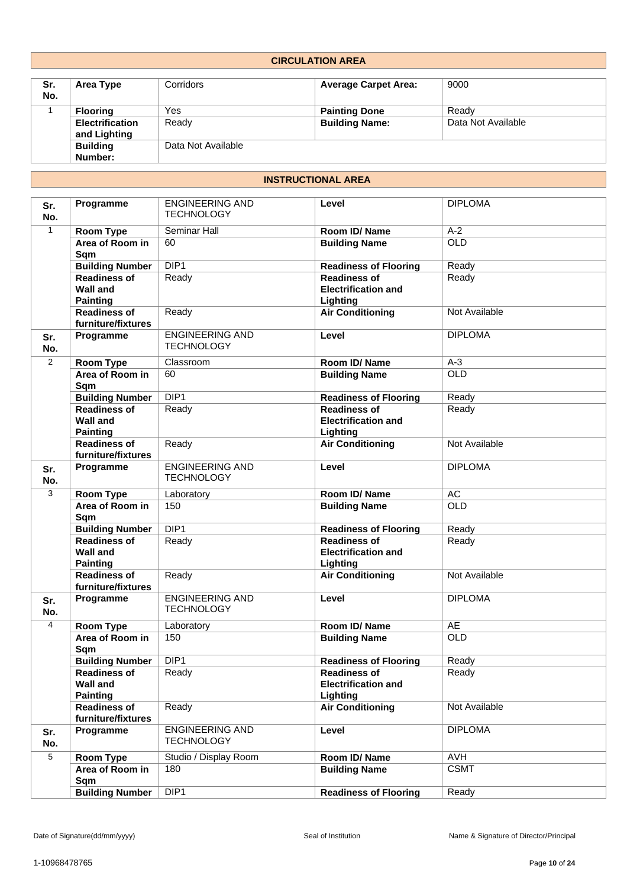## CIRCULATION AREA

| Sr. No. | Area Type | Corridors | Average Carpet Area: | 9000 |
|---|---|---|---|---|
| 1 | Flooring | Yes | Painting Done | Ready |
| | Electrification and Lighting | Ready | Building Name: | Data Not Available |
| | Building Number: | Data Not Available | | |

## INSTRUCTIONAL AREA

| Sr. No. | Programme | ENGINEERING AND TECHNOLOGY | Level | DIPLOMA |
|---|---|---|---|---|
| 1 | Room Type | Seminar Hall | Room ID/ Name | A-2 |
| | Area of Room in Sqm | 60 | Building Name | OLD |
| | Building Number | DIP1 | Readiness of Flooring | Ready |
| | Readiness of Wall and Painting | Ready | Readiness of Electrification and Lighting | Ready |
| | Readiness of furniture/fixtures | Ready | Air Conditioning | Not Available |
| Sr. No. | Programme | ENGINEERING AND TECHNOLOGY | Level | DIPLOMA |
| 2 | Room Type | Classroom | Room ID/ Name | A-3 |
| | Area of Room in Sqm | 60 | Building Name | OLD |
| | Building Number | DIP1 | Readiness of Flooring | Ready |
| | Readiness of Wall and Painting | Ready | Readiness of Electrification and Lighting | Ready |
| | Readiness of furniture/fixtures | Ready | Air Conditioning | Not Available |
| Sr. No. | Programme | ENGINEERING AND TECHNOLOGY | Level | DIPLOMA |
| 3 | Room Type | Laboratory | Room ID/ Name | AC |
| | Area of Room in Sqm | 150 | Building Name | OLD |
| | Building Number | DIP1 | Readiness of Flooring | Ready |
| | Readiness of Wall and Painting | Ready | Readiness of Electrification and Lighting | Ready |
| | Readiness of furniture/fixtures | Ready | Air Conditioning | Not Available |
| Sr. No. | Programme | ENGINEERING AND TECHNOLOGY | Level | DIPLOMA |
| 4 | Room Type | Laboratory | Room ID/ Name | AE |
| | Area of Room in Sqm | 150 | Building Name | OLD |
| | Building Number | DIP1 | Readiness of Flooring | Ready |
| | Readiness of Wall and Painting | Ready | Readiness of Electrification and Lighting | Ready |
| | Readiness of furniture/fixtures | Ready | Air Conditioning | Not Available |
| Sr. No. | Programme | ENGINEERING AND TECHNOLOGY | Level | DIPLOMA |
| 5 | Room Type | Studio / Display Room | Room ID/ Name | AVH |
| | Area of Room in Sqm | 180 | Building Name | CSMT |
| | Building Number | DIP1 | Readiness of Flooring | Ready |

Date of Signature(dd/mm/yyyy) Seal of Institution Name & Signature of Director/Principal

1-10968478765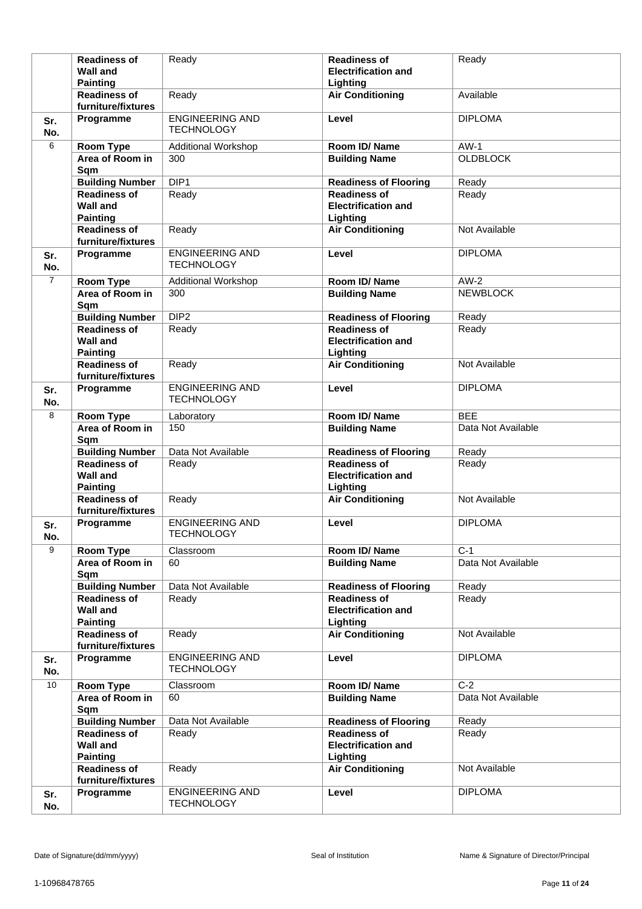| | | | | |
|---|---|---|---|---|
| | **Readiness of Wall and Painting** | Ready | **Readiness of Electrification and Lighting** | Ready |
| | **Readiness of furniture/fixtures** | Ready | **Air Conditioning** | Available |
| **Sr. No.** | **Programme** | ENGINEERING AND TECHNOLOGY | **Level** | DIPLOMA |
| 6 | **Room Type** | Additional Workshop | **Room ID/ Name** | AW-1 |
| | **Area of Room in Sqm** | 300 | **Building Name** | OLDBLOCK |
| | **Building Number** | DIP1 | **Readiness of Flooring** | Ready |
| | **Readiness of Wall and Painting** | Ready | **Readiness of Electrification and Lighting** | Ready |
| | **Readiness of furniture/fixtures** | Ready | **Air Conditioning** | Not Available |
| **Sr. No.** | **Programme** | ENGINEERING AND TECHNOLOGY | **Level** | DIPLOMA |
| 7 | **Room Type** | Additional Workshop | **Room ID/ Name** | AW-2 |
| | **Area of Room in Sqm** | 300 | **Building Name** | NEWBLOCK |
| | **Building Number** | DIP2 | **Readiness of Flooring** | Ready |
| | **Readiness of Wall and Painting** | Ready | **Readiness of Electrification and Lighting** | Ready |
| | **Readiness of furniture/fixtures** | Ready | **Air Conditioning** | Not Available |
| **Sr. No.** | **Programme** | ENGINEERING AND TECHNOLOGY | **Level** | DIPLOMA |
| 8 | **Room Type** | Laboratory | **Room ID/ Name** | BEE |
| | **Area of Room in Sqm** | 150 | **Building Name** | Data Not Available |
| | **Building Number** | Data Not Available | **Readiness of Flooring** | Ready |
| | **Readiness of Wall and Painting** | Ready | **Readiness of Electrification and Lighting** | Ready |
| | **Readiness of furniture/fixtures** | Ready | **Air Conditioning** | Not Available |
| **Sr. No.** | **Programme** | ENGINEERING AND TECHNOLOGY | **Level** | DIPLOMA |
| 9 | **Room Type** | Classroom | **Room ID/ Name** | C-1 |
| | **Area of Room in Sqm** | 60 | **Building Name** | Data Not Available |
| | **Building Number** | Data Not Available | **Readiness of Flooring** | Ready |
| | **Readiness of Wall and Painting** | Ready | **Readiness of Electrification and Lighting** | Ready |
| | **Readiness of furniture/fixtures** | Ready | **Air Conditioning** | Not Available |
| **Sr. No.** | **Programme** | ENGINEERING AND TECHNOLOGY | **Level** | DIPLOMA |
| 10 | **Room Type** | Classroom | **Room ID/ Name** | C-2 |
| | **Area of Room in Sqm** | 60 | **Building Name** | Data Not Available |
| | **Building Number** | Data Not Available | **Readiness of Flooring** | Ready |
| | **Readiness of Wall and Painting** | Ready | **Readiness of Electrification and Lighting** | Ready |
| | **Readiness of furniture/fixtures** | Ready | **Air Conditioning** | Not Available |
| **Sr. No.** | **Programme** | ENGINEERING AND TECHNOLOGY | **Level** | DIPLOMA |

Date of Signature(dd/mm/yyyy) | Seal of Institution | Name & Signature of Director/Principal

1-10968478765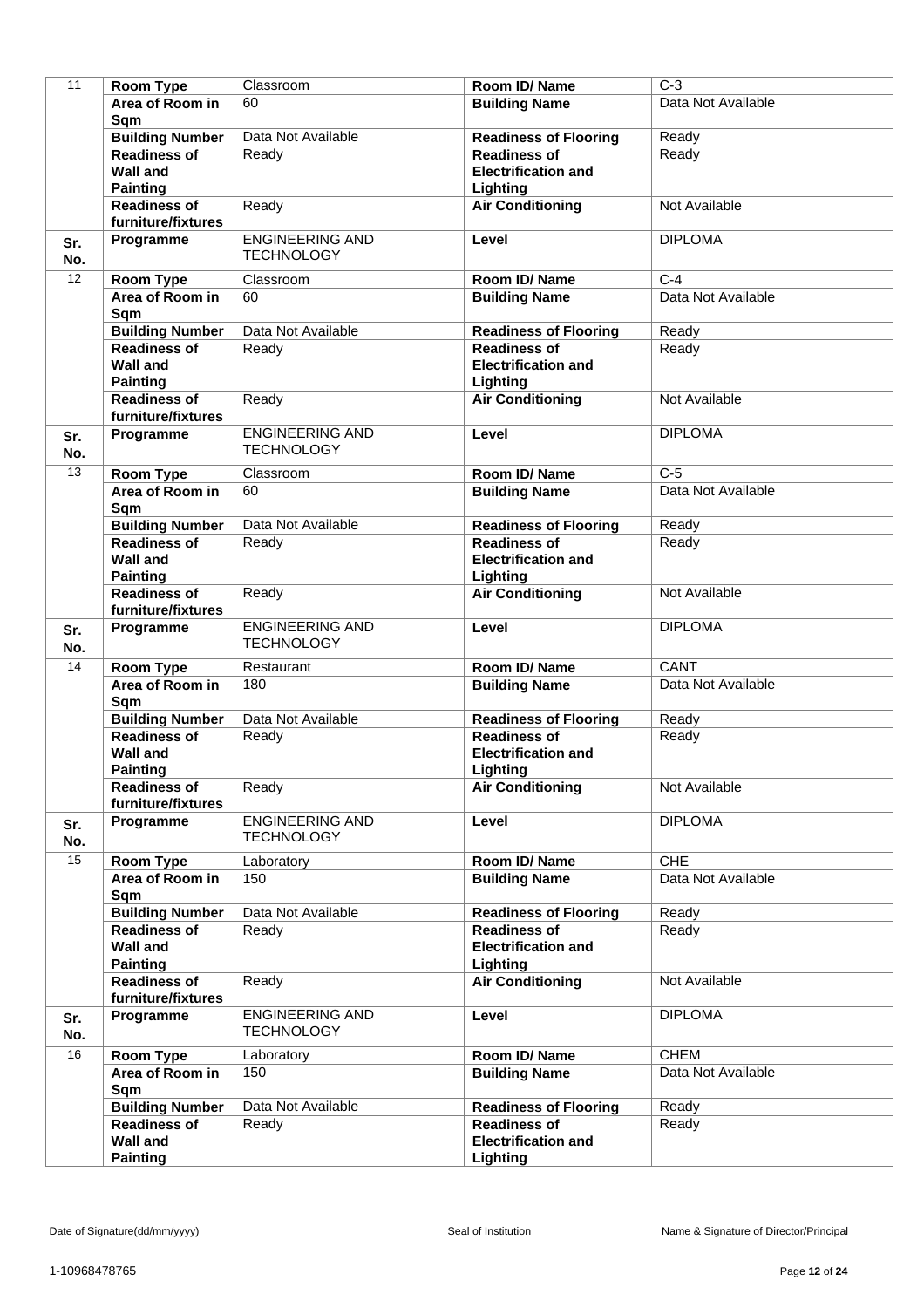| | | | | |
|---|---|---|---|---|
| 11 | **Room Type** | Classroom | **Room ID/ Name** | C-3 |
| | **Area of Room in Sqm** | 60 | **Building Name** | Data Not Available |
| | **Building Number** | Data Not Available | **Readiness of Flooring** | Ready |
| | **Readiness of Wall and Painting** | Ready | **Readiness of Electrification and Lighting** | Ready |
| | **Readiness of furniture/fixtures** | Ready | **Air Conditioning** | Not Available |
| **Sr. No.** | **Programme** | ENGINEERING AND TECHNOLOGY | **Level** | DIPLOMA |
| 12 | **Room Type** | Classroom | **Room ID/ Name** | C-4 |
| | **Area of Room in Sqm** | 60 | **Building Name** | Data Not Available |
| | **Building Number** | Data Not Available | **Readiness of Flooring** | Ready |
| | **Readiness of Wall and Painting** | Ready | **Readiness of Electrification and Lighting** | Ready |
| | **Readiness of furniture/fixtures** | Ready | **Air Conditioning** | Not Available |
| **Sr. No.** | **Programme** | ENGINEERING AND TECHNOLOGY | **Level** | DIPLOMA |
| 13 | **Room Type** | Classroom | **Room ID/ Name** | C-5 |
| | **Area of Room in Sqm** | 60 | **Building Name** | Data Not Available |
| | **Building Number** | Data Not Available | **Readiness of Flooring** | Ready |
| | **Readiness of Wall and Painting** | Ready | **Readiness of Electrification and Lighting** | Ready |
| | **Readiness of furniture/fixtures** | Ready | **Air Conditioning** | Not Available |
| **Sr. No.** | **Programme** | ENGINEERING AND TECHNOLOGY | **Level** | DIPLOMA |
| 14 | **Room Type** | Restaurant | **Room ID/ Name** | CANT |
| | **Area of Room in Sqm** | 180 | **Building Name** | Data Not Available |
| | **Building Number** | Data Not Available | **Readiness of Flooring** | Ready |
| | **Readiness of Wall and Painting** | Ready | **Readiness of Electrification and Lighting** | Ready |
| | **Readiness of furniture/fixtures** | Ready | **Air Conditioning** | Not Available |
| **Sr. No.** | **Programme** | ENGINEERING AND TECHNOLOGY | **Level** | DIPLOMA |
| 15 | **Room Type** | Laboratory | **Room ID/ Name** | CHE |
| | **Area of Room in Sqm** | 150 | **Building Name** | Data Not Available |
| | **Building Number** | Data Not Available | **Readiness of Flooring** | Ready |
| | **Readiness of Wall and Painting** | Ready | **Readiness of Electrification and Lighting** | Ready |
| | **Readiness of furniture/fixtures** | Ready | **Air Conditioning** | Not Available |
| **Sr. No.** | **Programme** | ENGINEERING AND TECHNOLOGY | **Level** | DIPLOMA |
| 16 | **Room Type** | Laboratory | **Room ID/ Name** | CHEM |
| | **Area of Room in Sqm** | 150 | **Building Name** | Data Not Available |
| | **Building Number** | Data Not Available | **Readiness of Flooring** | Ready |
| | **Readiness of Wall and Painting** | Ready | **Readiness of Electrification and Lighting** | Ready |

Date of Signature(dd/mm/yyyy) | Seal of Institution | Name & Signature of Director/Principal

1-10968478765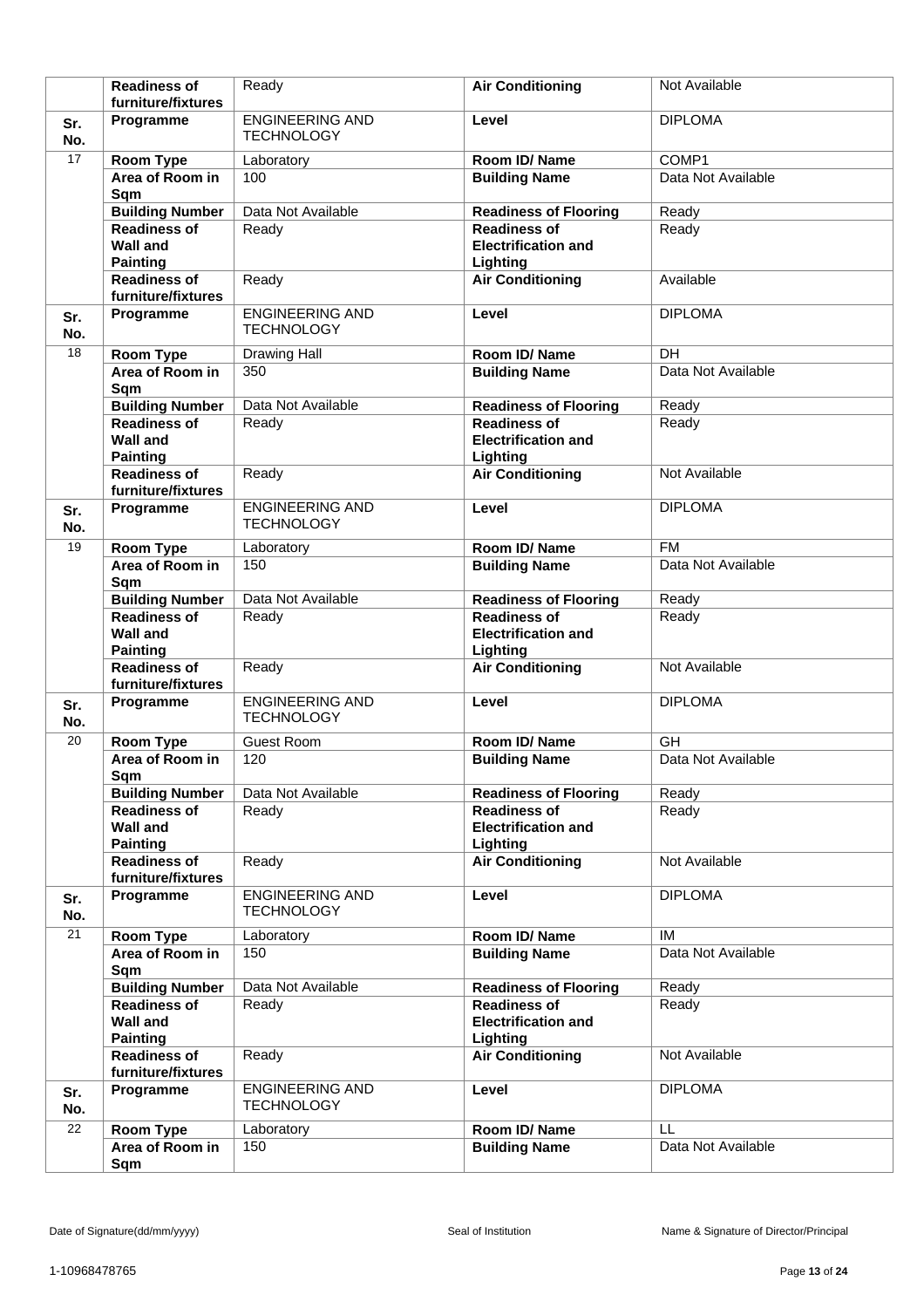| | | | | |
|---|---|---|---|---|
| | **Readiness of furniture/fixtures** | Ready | **Air Conditioning** | Not Available |
| **Sr. No.** | **Programme** | ENGINEERING AND TECHNOLOGY | **Level** | DIPLOMA |
| 17 | **Room Type** | Laboratory | **Room ID/ Name** | COMP1 |
| | **Area of Room in Sqm** | 100 | **Building Name** | Data Not Available |
| | **Building Number** | Data Not Available | **Readiness of Flooring** | Ready |
| | **Readiness of Wall and Painting** | Ready | **Readiness of Electrification and Lighting** | Ready |
| | **Readiness of furniture/fixtures** | Ready | **Air Conditioning** | Available |
| **Sr. No.** | **Programme** | ENGINEERING AND TECHNOLOGY | **Level** | DIPLOMA |
| 18 | **Room Type** | Drawing Hall | **Room ID/ Name** | DH |
| | **Area of Room in Sqm** | 350 | **Building Name** | Data Not Available |
| | **Building Number** | Data Not Available | **Readiness of Flooring** | Ready |
| | **Readiness of Wall and Painting** | Ready | **Readiness of Electrification and Lighting** | Ready |
| | **Readiness of furniture/fixtures** | Ready | **Air Conditioning** | Not Available |
| **Sr. No.** | **Programme** | ENGINEERING AND TECHNOLOGY | **Level** | DIPLOMA |
| 19 | **Room Type** | Laboratory | **Room ID/ Name** | FM |
| | **Area of Room in Sqm** | 150 | **Building Name** | Data Not Available |
| | **Building Number** | Data Not Available | **Readiness of Flooring** | Ready |
| | **Readiness of Wall and Painting** | Ready | **Readiness of Electrification and Lighting** | Ready |
| | **Readiness of furniture/fixtures** | Ready | **Air Conditioning** | Not Available |
| **Sr. No.** | **Programme** | ENGINEERING AND TECHNOLOGY | **Level** | DIPLOMA |
| 20 | **Room Type** | Guest Room | **Room ID/ Name** | GH |
| | **Area of Room in Sqm** | 120 | **Building Name** | Data Not Available |
| | **Building Number** | Data Not Available | **Readiness of Flooring** | Ready |
| | **Readiness of Wall and Painting** | Ready | **Readiness of Electrification and Lighting** | Ready |
| | **Readiness of furniture/fixtures** | Ready | **Air Conditioning** | Not Available |
| **Sr. No.** | **Programme** | ENGINEERING AND TECHNOLOGY | **Level** | DIPLOMA |
| 21 | **Room Type** | Laboratory | **Room ID/ Name** | IM |
| | **Area of Room in Sqm** | 150 | **Building Name** | Data Not Available |
| | **Building Number** | Data Not Available | **Readiness of Flooring** | Ready |
| | **Readiness of Wall and Painting** | Ready | **Readiness of Electrification and Lighting** | Ready |
| | **Readiness of furniture/fixtures** | Ready | **Air Conditioning** | Not Available |
| **Sr. No.** | **Programme** | ENGINEERING AND TECHNOLOGY | **Level** | DIPLOMA |
| 22 | **Room Type** | Laboratory | **Room ID/ Name** | LL |
| | **Area of Room in Sqm** | 150 | **Building Name** | Data Not Available |

Date of Signature(dd/mm/yyyy) Seal of Institution Name & Signature of Director/Principal

1-10968478765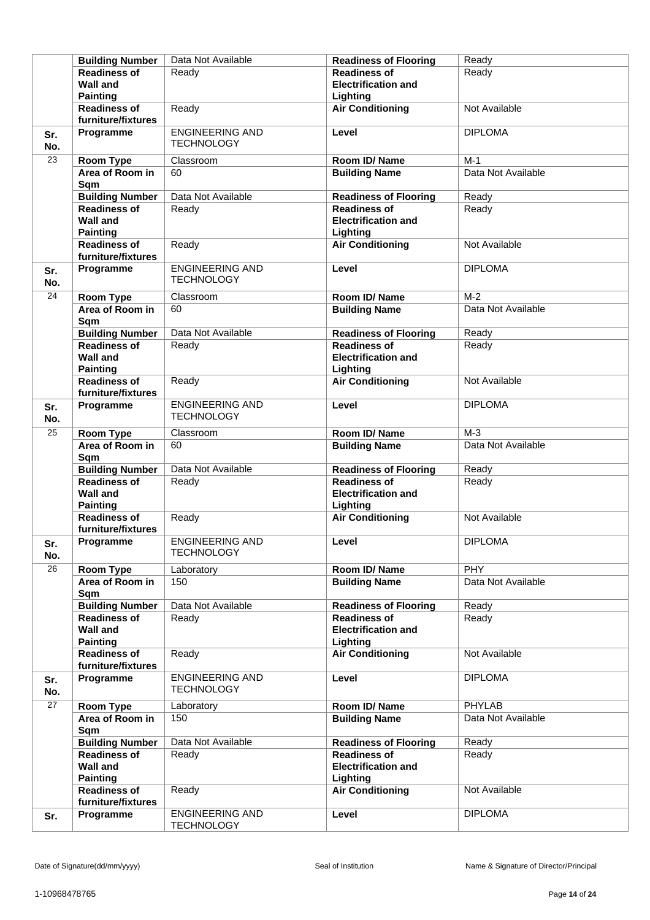| | | | | |
|---|---|---|---|---|
| | **Building Number** | Data Not Available | **Readiness of Flooring** | Ready |
| | **Readiness of Wall and Painting** | Ready | **Readiness of Electrification and Lighting** | Ready |
| | **Readiness of furniture/fixtures** | Ready | **Air Conditioning** | Not Available |
| **Sr. No.** | **Programme** | ENGINEERING AND TECHNOLOGY | **Level** | DIPLOMA |
| 23 | **Room Type** | Classroom | **Room ID/ Name** | M-1 |
| | **Area of Room in Sqm** | 60 | **Building Name** | Data Not Available |
| | **Building Number** | Data Not Available | **Readiness of Flooring** | Ready |
| | **Readiness of Wall and Painting** | Ready | **Readiness of Electrification and Lighting** | Ready |
| | **Readiness of furniture/fixtures** | Ready | **Air Conditioning** | Not Available |
| **Sr. No.** | **Programme** | ENGINEERING AND TECHNOLOGY | **Level** | DIPLOMA |
| 24 | **Room Type** | Classroom | **Room ID/ Name** | M-2 |
| | **Area of Room in Sqm** | 60 | **Building Name** | Data Not Available |
| | **Building Number** | Data Not Available | **Readiness of Flooring** | Ready |
| | **Readiness of Wall and Painting** | Ready | **Readiness of Electrification and Lighting** | Ready |
| | **Readiness of furniture/fixtures** | Ready | **Air Conditioning** | Not Available |
| **Sr. No.** | **Programme** | ENGINEERING AND TECHNOLOGY | **Level** | DIPLOMA |
| 25 | **Room Type** | Classroom | **Room ID/ Name** | M-3 |
| | **Area of Room in Sqm** | 60 | **Building Name** | Data Not Available |
| | **Building Number** | Data Not Available | **Readiness of Flooring** | Ready |
| | **Readiness of Wall and Painting** | Ready | **Readiness of Electrification and Lighting** | Ready |
| | **Readiness of furniture/fixtures** | Ready | **Air Conditioning** | Not Available |
| **Sr. No.** | **Programme** | ENGINEERING AND TECHNOLOGY | **Level** | DIPLOMA |
| 26 | **Room Type** | Laboratory | **Room ID/ Name** | PHY |
| | **Area of Room in Sqm** | 150 | **Building Name** | Data Not Available |
| | **Building Number** | Data Not Available | **Readiness of Flooring** | Ready |
| | **Readiness of Wall and Painting** | Ready | **Readiness of Electrification and Lighting** | Ready |
| | **Readiness of furniture/fixtures** | Ready | **Air Conditioning** | Not Available |
| **Sr. No.** | **Programme** | ENGINEERING AND TECHNOLOGY | **Level** | DIPLOMA |
| 27 | **Room Type** | Laboratory | **Room ID/ Name** | PHYLAB |
| | **Area of Room in Sqm** | 150 | **Building Name** | Data Not Available |
| | **Building Number** | Data Not Available | **Readiness of Flooring** | Ready |
| | **Readiness of Wall and Painting** | Ready | **Readiness of Electrification and Lighting** | Ready |
| | **Readiness of furniture/fixtures** | Ready | **Air Conditioning** | Not Available |
| **Sr.** | **Programme** | ENGINEERING AND TECHNOLOGY | **Level** | DIPLOMA |

Date of Signature(dd/mm/yyyy) Seal of Institution Name & Signature of Director/Principal

1-10968478765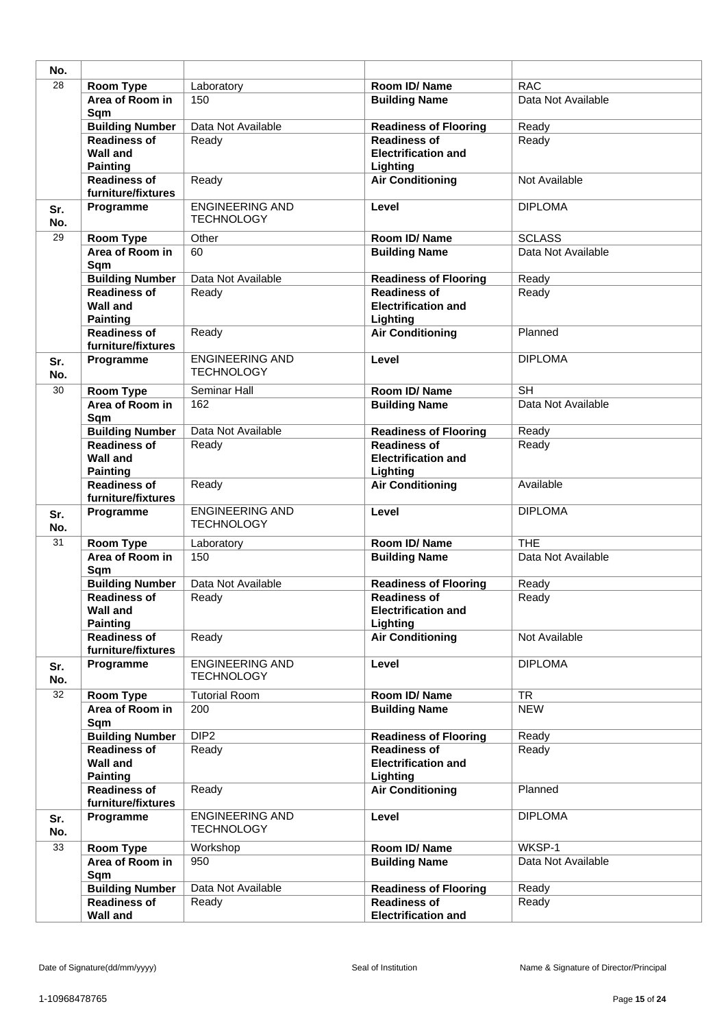| | | | | |
|---|---|---|---|---|
| No. | | | | |
| 28 | **Room Type** | Laboratory | **Room ID/ Name** | RAC |
| | **Area of Room in Sqm** | 150 | **Building Name** | Data Not Available |
| | **Building Number** | Data Not Available | **Readiness of Flooring** | Ready |
| | **Readiness of Wall and Painting** | Ready | **Readiness of Electrification and Lighting** | Ready |
| | **Readiness of furniture/fixtures** | Ready | **Air Conditioning** | Not Available |
| **Sr. No.** | **Programme** | ENGINEERING AND TECHNOLOGY | **Level** | DIPLOMA |
| 29 | **Room Type** | Other | **Room ID/ Name** | SCLASS |
| | **Area of Room in Sqm** | 60 | **Building Name** | Data Not Available |
| | **Building Number** | Data Not Available | **Readiness of Flooring** | Ready |
| | **Readiness of Wall and Painting** | Ready | **Readiness of Electrification and Lighting** | Ready |
| | **Readiness of furniture/fixtures** | Ready | **Air Conditioning** | Planned |
| **Sr. No.** | **Programme** | ENGINEERING AND TECHNOLOGY | **Level** | DIPLOMA |
| 30 | **Room Type** | Seminar Hall | **Room ID/ Name** | SH |
| | **Area of Room in Sqm** | 162 | **Building Name** | Data Not Available |
| | **Building Number** | Data Not Available | **Readiness of Flooring** | Ready |
| | **Readiness of Wall and Painting** | Ready | **Readiness of Electrification and Lighting** | Ready |
| | **Readiness of furniture/fixtures** | Ready | **Air Conditioning** | Available |
| **Sr. No.** | **Programme** | ENGINEERING AND TECHNOLOGY | **Level** | DIPLOMA |
| 31 | **Room Type** | Laboratory | **Room ID/ Name** | THE |
| | **Area of Room in Sqm** | 150 | **Building Name** | Data Not Available |
| | **Building Number** | Data Not Available | **Readiness of Flooring** | Ready |
| | **Readiness of Wall and Painting** | Ready | **Readiness of Electrification and Lighting** | Ready |
| | **Readiness of furniture/fixtures** | Ready | **Air Conditioning** | Not Available |
| **Sr. No.** | **Programme** | ENGINEERING AND TECHNOLOGY | **Level** | DIPLOMA |
| 32 | **Room Type** | Tutorial Room | **Room ID/ Name** | TR |
| | **Area of Room in Sqm** | 200 | **Building Name** | NEW |
| | **Building Number** | DIP2 | **Readiness of Flooring** | Ready |
| | **Readiness of Wall and Painting** | Ready | **Readiness of Electrification and Lighting** | Ready |
| | **Readiness of furniture/fixtures** | Ready | **Air Conditioning** | Planned |
| **Sr. No.** | **Programme** | ENGINEERING AND TECHNOLOGY | **Level** | DIPLOMA |
| 33 | **Room Type** | Workshop | **Room ID/ Name** | WKSP-1 |
| | **Area of Room in Sqm** | 950 | **Building Name** | Data Not Available |
| | **Building Number** | Data Not Available | **Readiness of Flooring** | Ready |
| | **Readiness of Wall and** | Ready | **Readiness of Electrification and** | Ready |

Date of Signature(dd/mm/yyyy) Seal of Institution Name & Signature of Director/Principal

1-10968478765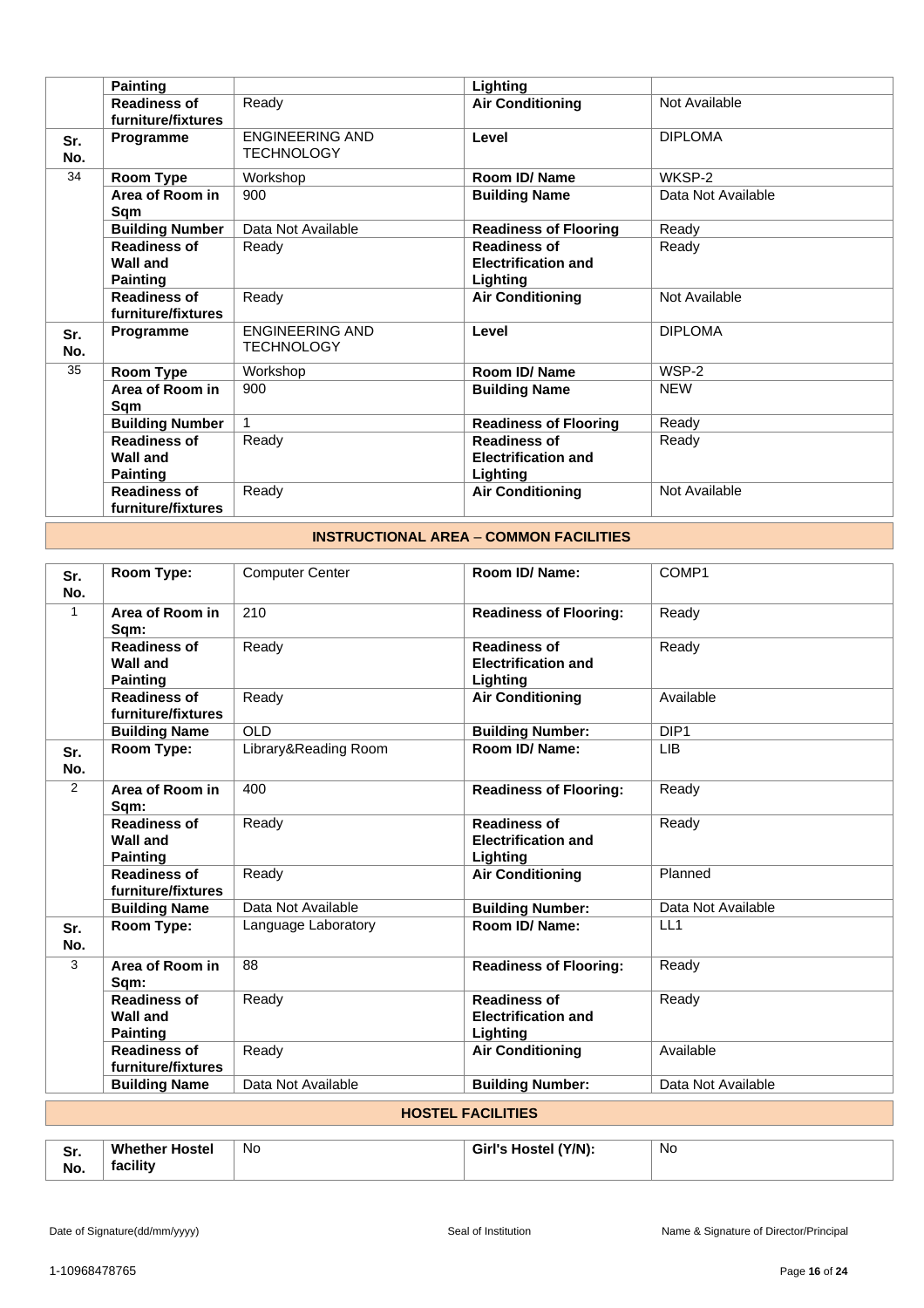| | | | | |
|---|---|---|---|---|
| | Painting | | Lighting | |
| | Readiness of furniture/fixtures | Ready | Air Conditioning | Not Available |
| Sr. No. | Programme | ENGINEERING AND TECHNOLOGY | Level | DIPLOMA |
| 34 | Room Type | Workshop | Room ID/ Name | WKSP-2 |
| | Area of Room in Sqm | 900 | Building Name | Data Not Available |
| | Building Number | Data Not Available | Readiness of Flooring | Ready |
| | Readiness of Wall and Painting | Ready | Readiness of Electrification and Lighting | Ready |
| | Readiness of furniture/fixtures | Ready | Air Conditioning | Not Available |
| Sr. No. | Programme | ENGINEERING AND TECHNOLOGY | Level | DIPLOMA |
| 35 | Room Type | Workshop | Room ID/ Name | WSP-2 |
| | Area of Room in Sqm | 900 | Building Name | NEW |
| | Building Number | 1 | Readiness of Flooring | Ready |
| | Readiness of Wall and Painting | Ready | Readiness of Electrification and Lighting | Ready |
| | Readiness of furniture/fixtures | Ready | Air Conditioning | Not Available |

## INSTRUCTIONAL AREA – COMMON FACILITIES

| | | | | |
|---|---|---|---|---|
| Sr. No. | Room Type: | Computer Center | Room ID/ Name: | COMP1 |
| 1 | Area of Room in Sqm: | 210 | Readiness of Flooring: | Ready |
| | Readiness of Wall and Painting | Ready | Readiness of Electrification and Lighting | Ready |
| | Readiness of furniture/fixtures | Ready | Air Conditioning | Available |
| | Building Name | OLD | Building Number: | DIP1 |
| Sr. No. | Room Type: | Library&Reading Room | Room ID/ Name: | LIB |
| 2 | Area of Room in Sqm: | 400 | Readiness of Flooring: | Ready |
| | Readiness of Wall and Painting | Ready | Readiness of Electrification and Lighting | Ready |
| | Readiness of furniture/fixtures | Ready | Air Conditioning | Planned |
| | Building Name | Data Not Available | Building Number: | Data Not Available |
| Sr. No. | Room Type: | Language Laboratory | Room ID/ Name: | LL1 |
| 3 | Area of Room in Sqm: | 88 | Readiness of Flooring: | Ready |
| | Readiness of Wall and Painting | Ready | Readiness of Electrification and Lighting | Ready |
| | Readiness of furniture/fixtures | Ready | Air Conditioning | Available |
| | Building Name | Data Not Available | Building Number: | Data Not Available |

## HOSTEL FACILITIES

| | | | | |
|---|---|---|---|---|
| Sr. No. | Whether Hostel facility | No | Girl's Hostel (Y/N): | No |

Date of Signature(dd/mm/yyyy) Seal of Institution Name & Signature of Director/Principal

1-10968478765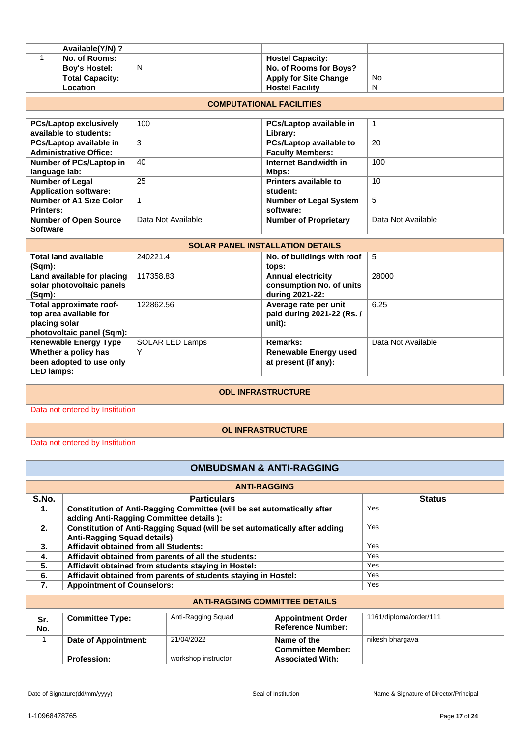| | | | | |
|---|---|---|---|---|
| | Available(Y/N) ? | | | |
| 1 | No. of Rooms: | | Hostel Capacity: | |
| | Boy's Hostel: | N | No. of Rooms for Boys? | |
| | Total Capacity: | | Apply for Site Change | No |
| | Location | | Hostel Facility | N |

## COMPUTATIONAL FACILITIES

| | | | |
|---|---|---|---|
| PCs/Laptop exclusively available to students: | 100 | PCs/Laptop available in Library: | 1 |
| PCs/Laptop available in Administrative Office: | 3 | PCs/Laptop available to Faculty Members: | 20 |
| Number of PCs/Laptop in language lab: | 40 | Internet Bandwidth in Mbps: | 100 |
| Number of Legal Application software: | 25 | Printers available to student: | 10 |
| Number of A1 Size Color Printers: | 1 | Number of Legal System software: | 5 |
| Number of Open Source Software | Data Not Available | Number of Proprietary | Data Not Available |

## SOLAR PANEL INSTALLATION DETAILS

| | | | |
|---|---|---|---|
| Total land available (Sqm): | 240221.4 | No. of buildings with roof tops: | 5 |
| Land available for placing solar photovoltaic panels (Sqm): | 117358.83 | Annual electricity consumption No. of units during 2021-22: | 28000 |
| Total approximate roof-top area available for placing solar photovoltaic panel (Sqm): | 122862.56 | Average rate per unit paid during 2021-22 (Rs. / unit): | 6.25 |
| Renewable Energy Type | SOLAR LED Lamps | Remarks: | Data Not Available |
| Whether a policy has been adopted to use only LED lamps: | Y | Renewable Energy used at present (if any): | |

## ODL INFRASTRUCTURE

Data not entered by Institution

## OL INFRASTRUCTURE

Data not entered by Institution

# OMBUDSMAN & ANTI-RAGGING

## ANTI-RAGGING

| S.No. | Particulars | Status |
|---|---|---|
| 1. | Constitution of Anti-Ragging Committee (will be set automatically after adding Anti-Ragging Committee details ): | Yes |
| 2. | Constitution of Anti-Ragging Squad (will be set automatically after adding Anti-Ragging Squad details) | Yes |
| 3. | Affidavit obtained from all Students: | Yes |
| 4. | Affidavit obtained from parents of all the students: | Yes |
| 5. | Affidavit obtained from students staying in Hostel: | Yes |
| 6. | Affidavit obtained from parents of students staying in Hostel: | Yes |
| 7. | Appointment of Counselors: | Yes |

## ANTI-RAGGING COMMITTEE DETAILS

| Sr. No. | Committee Type: | Anti-Ragging Squad | Appointment Order Reference Number: | 1161/diploma/order/111 |
|---|---|---|---|---|
| 1 | Date of Appointment: | 21/04/2022 | Name of the Committee Member: | nikesh bhargava |
| | Profession: | workshop instructor | Associated With: | |

Date of Signature(dd/mm/yyyy) Seal of Institution Name & Signature of Director/Principal

1-10968478765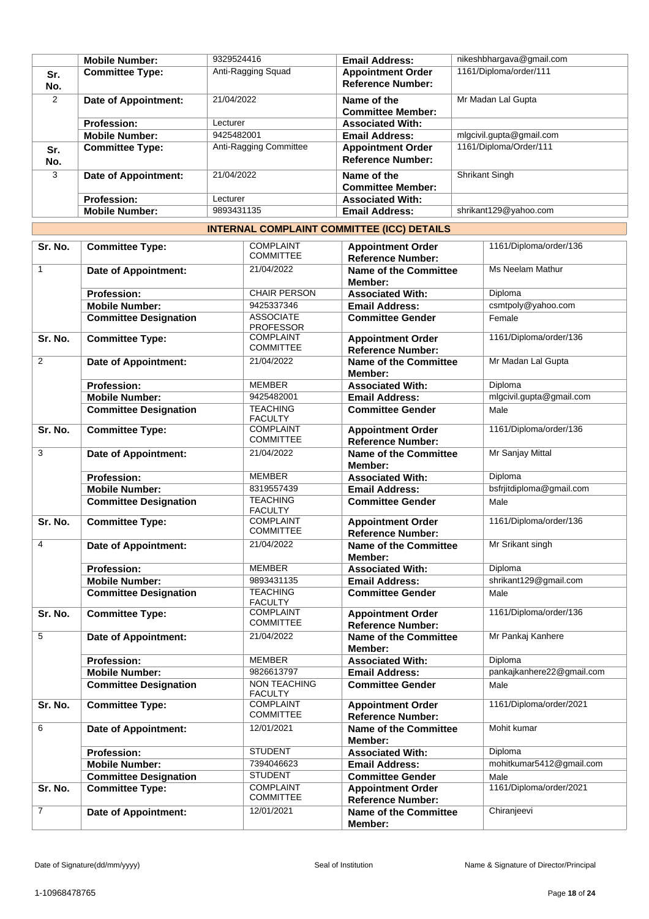| | | | | |
|---|---|---|---|---|
| | **Mobile Number:** | 9329524416 | **Email Address:** | nikeshbhargava@gmail.com |
| **Sr. No.** | **Committee Type:** | Anti-Ragging Squad | **Appointment Order Reference Number:** | 1161/Diploma/order/111 |
| 2 | **Date of Appointment:** | 21/04/2022 | **Name of the Committee Member:** | Mr Madan Lal Gupta |
| | **Profession:** | Lecturer | **Associated With:** | |
| | **Mobile Number:** | 9425482001 | **Email Address:** | mlgcivil.gupta@gmail.com |
| **Sr. No.** | **Committee Type:** | Anti-Ragging Committee | **Appointment Order Reference Number:** | 1161/Diploma/Order/111 |
| 3 | **Date of Appointment:** | 21/04/2022 | **Name of the Committee Member:** | Shrikant Singh |
| | **Profession:** | Lecturer | **Associated With:** | |
| | **Mobile Number:** | 9893431135 | **Email Address:** | shrikant129@yahoo.com |

## INTERNAL COMPLAINT COMMITTEE (ICC) DETAILS

| | | | | |
|---|---|---|---|---|
| **Sr. No.** | **Committee Type:** | COMPLAINT COMMITTEE | **Appointment Order Reference Number:** | 1161/Diploma/order/136 |
| 1 | **Date of Appointment:** | 21/04/2022 | **Name of the Committee Member:** | Ms Neelam Mathur |
| | **Profession:** | CHAIR PERSON | **Associated With:** | Diploma |
| | **Mobile Number:** | 9425337346 | **Email Address:** | csmtpoly@yahoo.com |
| | **Committee Designation** | ASSOCIATE PROFESSOR | **Committee Gender** | Female |
| **Sr. No.** | **Committee Type:** | COMPLAINT COMMITTEE | **Appointment Order Reference Number:** | 1161/Diploma/order/136 |
| 2 | **Date of Appointment:** | 21/04/2022 | **Name of the Committee Member:** | Mr Madan Lal Gupta |
| | **Profession:** | MEMBER | **Associated With:** | Diploma |
| | **Mobile Number:** | 9425482001 | **Email Address:** | mlgcivil.gupta@gmail.com |
| | **Committee Designation** | TEACHING FACULTY | **Committee Gender** | Male |
| **Sr. No.** | **Committee Type:** | COMPLAINT COMMITTEE | **Appointment Order Reference Number:** | 1161/Diploma/order/136 |
| 3 | **Date of Appointment:** | 21/04/2022 | **Name of the Committee Member:** | Mr Sanjay Mittal |
| | **Profession:** | MEMBER | **Associated With:** | Diploma |
| | **Mobile Number:** | 8319557439 | **Email Address:** | bsfrjitdiploma@gmail.com |
| | **Committee Designation** | TEACHING FACULTY | **Committee Gender** | Male |
| **Sr. No.** | **Committee Type:** | COMPLAINT COMMITTEE | **Appointment Order Reference Number:** | 1161/Diploma/order/136 |
| 4 | **Date of Appointment:** | 21/04/2022 | **Name of the Committee Member:** | Mr Srikant singh |
| | **Profession:** | MEMBER | **Associated With:** | Diploma |
| | **Mobile Number:** | 9893431135 | **Email Address:** | shrikant129@gmail.com |
| | **Committee Designation** | TEACHING FACULTY | **Committee Gender** | Male |
| **Sr. No.** | **Committee Type:** | COMPLAINT COMMITTEE | **Appointment Order Reference Number:** | 1161/Diploma/order/136 |
| 5 | **Date of Appointment:** | 21/04/2022 | **Name of the Committee Member:** | Mr Pankaj Kanhere |
| | **Profession:** | MEMBER | **Associated With:** | Diploma |
| | **Mobile Number:** | 9826613797 | **Email Address:** | pankajkanhere22@gmail.com |
| | **Committee Designation** | NON TEACHING FACULTY | **Committee Gender** | Male |
| **Sr. No.** | **Committee Type:** | COMPLAINT COMMITTEE | **Appointment Order Reference Number:** | 1161/Diploma/order/2021 |
| 6 | **Date of Appointment:** | 12/01/2021 | **Name of the Committee Member:** | Mohit kumar |
| | **Profession:** | STUDENT | **Associated With:** | Diploma |
| | **Mobile Number:** | 7394046623 | **Email Address:** | mohitkumar5412@gmail.com |
| | **Committee Designation** | STUDENT | **Committee Gender** | Male |
| **Sr. No.** | **Committee Type:** | COMPLAINT COMMITTEE | **Appointment Order Reference Number:** | 1161/Diploma/order/2021 |
| 7 | **Date of Appointment:** | 12/01/2021 | **Name of the Committee Member:** | Chiranjeevi |

Date of Signature(dd/mm/yyyy) Seal of Institution Name & Signature of Director/Principal

1-10968478765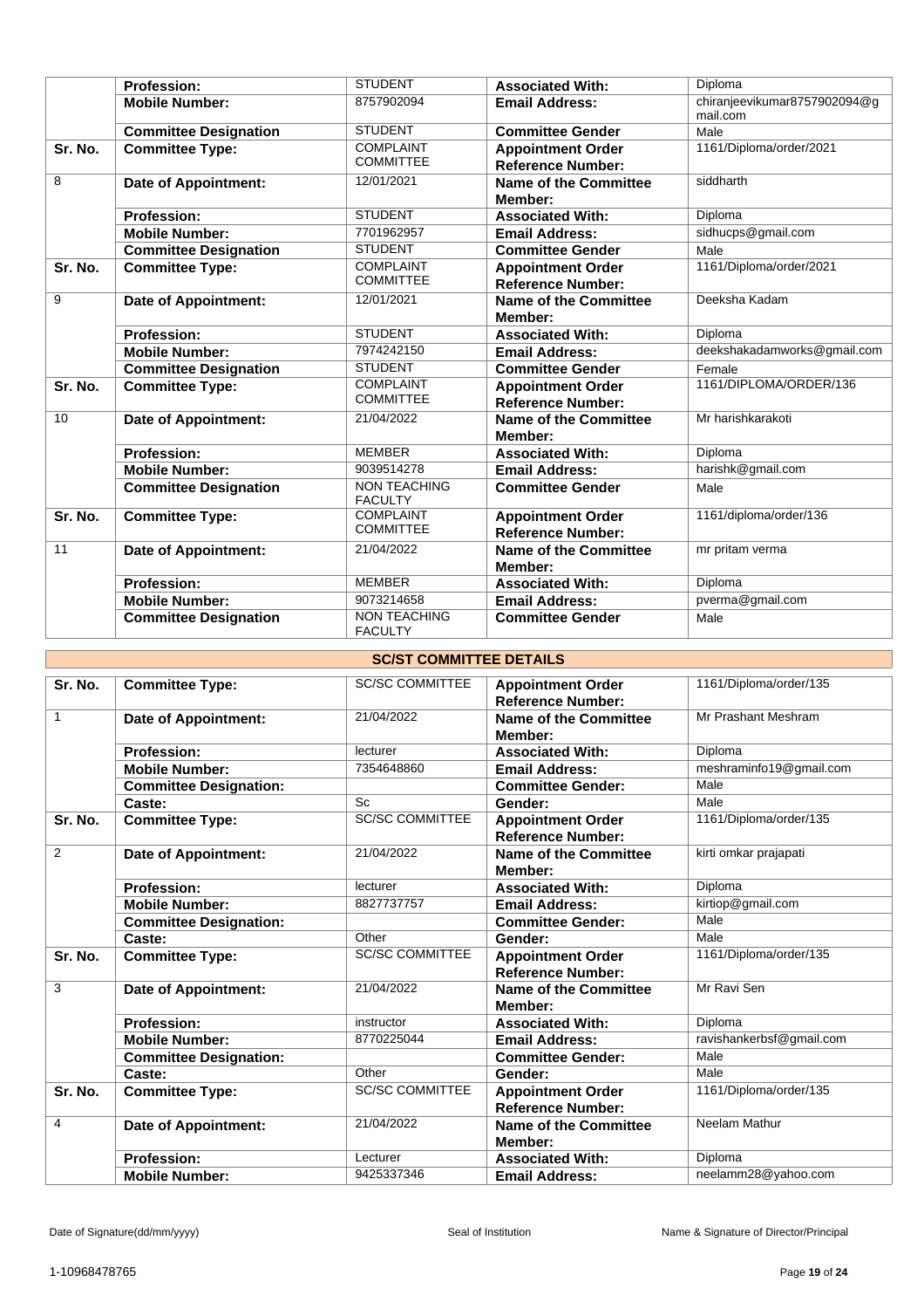| | | | | |
|---|---|---|---|---|
| | **Profession:** | STUDENT | **Associated With:** | Diploma |
| | **Mobile Number:** | 8757902094 | **Email Address:** | chiranjeevikumar8757902094@gmail.com |
| | **Committee Designation** | STUDENT | **Committee Gender** | Male |
| **Sr. No.** | **Committee Type:** | COMPLAINT COMMITTEE | **Appointment Order Reference Number:** | 1161/Diploma/order/2021 |
| 8 | **Date of Appointment:** | 12/01/2021 | **Name of the Committee Member:** | siddharth |
| | **Profession:** | STUDENT | **Associated With:** | Diploma |
| | **Mobile Number:** | 7701962957 | **Email Address:** | sidhucps@gmail.com |
| | **Committee Designation** | STUDENT | **Committee Gender** | Male |
| **Sr. No.** | **Committee Type:** | COMPLAINT COMMITTEE | **Appointment Order Reference Number:** | 1161/Diploma/order/2021 |
| 9 | **Date of Appointment:** | 12/01/2021 | **Name of the Committee Member:** | Deeksha Kadam |
| | **Profession:** | STUDENT | **Associated With:** | Diploma |
| | **Mobile Number:** | 7974242150 | **Email Address:** | deekshakadamworks@gmail.com |
| | **Committee Designation** | STUDENT | **Committee Gender** | Female |
| **Sr. No.** | **Committee Type:** | COMPLAINT COMMITTEE | **Appointment Order Reference Number:** | 1161/DIPLOMA/ORDER/136 |
| 10 | **Date of Appointment:** | 21/04/2022 | **Name of the Committee Member:** | Mr harishkarakoti |
| | **Profession:** | MEMBER | **Associated With:** | Diploma |
| | **Mobile Number:** | 9039514278 | **Email Address:** | harishk@gmail.com |
| | **Committee Designation** | NON TEACHING FACULTY | **Committee Gender** | Male |
| **Sr. No.** | **Committee Type:** | COMPLAINT COMMITTEE | **Appointment Order Reference Number:** | 1161/diploma/order/136 |
| 11 | **Date of Appointment:** | 21/04/2022 | **Name of the Committee Member:** | mr pritam verma |
| | **Profession:** | MEMBER | **Associated With:** | Diploma |
| | **Mobile Number:** | 9073214658 | **Email Address:** | pverma@gmail.com |
| | **Committee Designation** | NON TEACHING FACULTY | **Committee Gender** | Male |

## SC/ST COMMITTEE DETAILS

| | | | | |
|---|---|---|---|---|
| **Sr. No.** | **Committee Type:** | SC/SC COMMITTEE | **Appointment Order Reference Number:** | 1161/Diploma/order/135 |
| 1 | **Date of Appointment:** | 21/04/2022 | **Name of the Committee Member:** | Mr Prashant Meshram |
| | **Profession:** | lecturer | **Associated With:** | Diploma |
| | **Mobile Number:** | 7354648860 | **Email Address:** | meshraminfo19@gmail.com |
| | **Committee Designation:** | | **Committee Gender:** | Male |
| | **Caste:** | Sc | **Gender:** | Male |
| **Sr. No.** | **Committee Type:** | SC/SC COMMITTEE | **Appointment Order Reference Number:** | 1161/Diploma/order/135 |
| 2 | **Date of Appointment:** | 21/04/2022 | **Name of the Committee Member:** | kirti omkar prajapati |
| | **Profession:** | lecturer | **Associated With:** | Diploma |
| | **Mobile Number:** | 8827737757 | **Email Address:** | kirtiop@gmail.com |
| | **Committee Designation:** | | **Committee Gender:** | Male |
| | **Caste:** | Other | **Gender:** | Male |
| **Sr. No.** | **Committee Type:** | SC/SC COMMITTEE | **Appointment Order Reference Number:** | 1161/Diploma/order/135 |
| 3 | **Date of Appointment:** | 21/04/2022 | **Name of the Committee Member:** | Mr Ravi Sen |
| | **Profession:** | instructor | **Associated With:** | Diploma |
| | **Mobile Number:** | 8770225044 | **Email Address:** | ravishankerbsf@gmail.com |
| | **Committee Designation:** | | **Committee Gender:** | Male |
| | **Caste:** | Other | **Gender:** | Male |
| **Sr. No.** | **Committee Type:** | SC/SC COMMITTEE | **Appointment Order Reference Number:** | 1161/Diploma/order/135 |
| 4 | **Date of Appointment:** | 21/04/2022 | **Name of the Committee Member:** | Neelam Mathur |
| | **Profession:** | Lecturer | **Associated With:** | Diploma |
| | **Mobile Number:** | 9425337346 | **Email Address:** | neelamm28@yahoo.com |

Date of Signature(dd/mm/yyyy) Seal of Institution Name & Signature of Director/Principal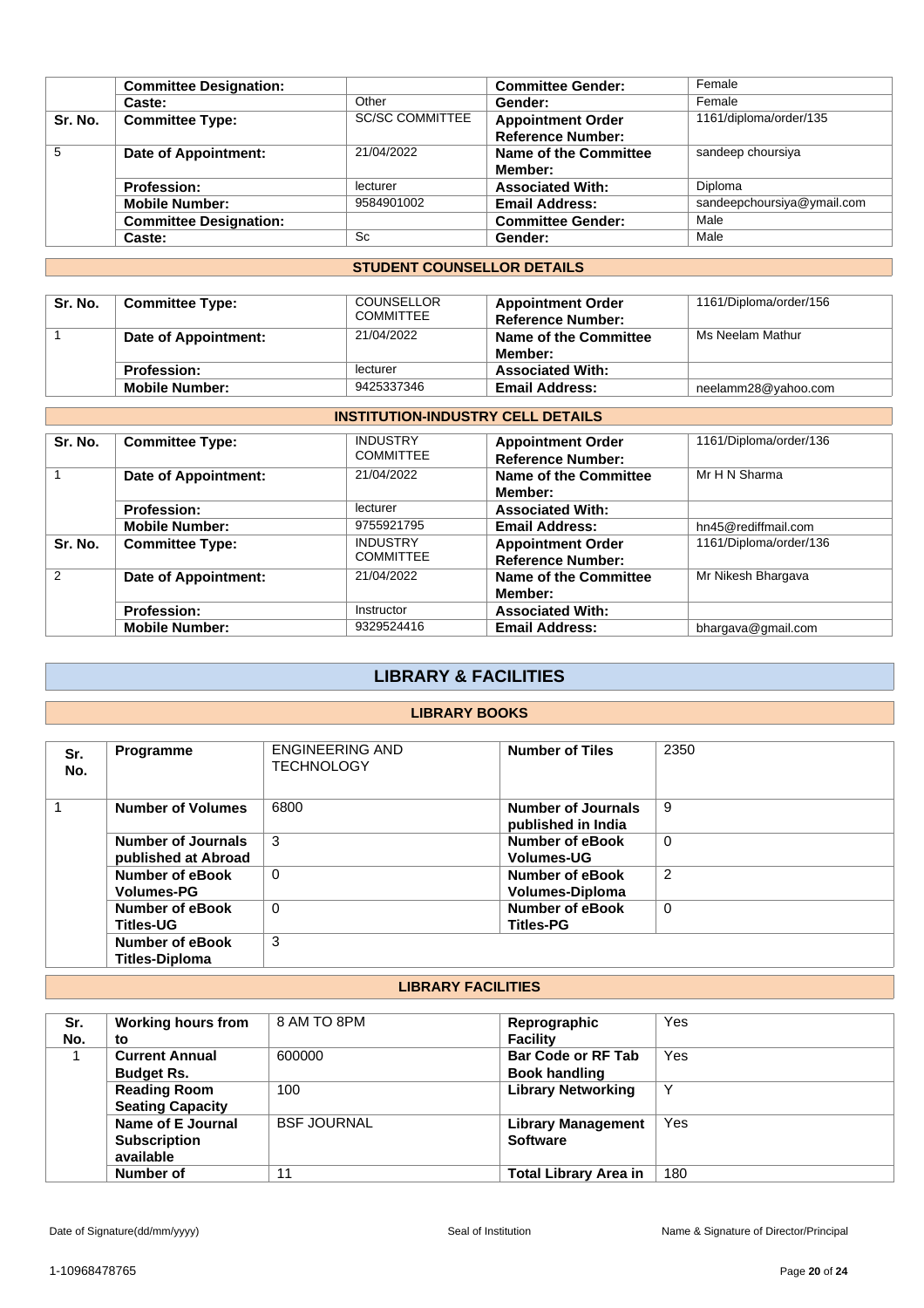| | | | | |
|---|---|---|---|---|
| | **Committee Designation:** | | **Committee Gender:** | Female |
| | **Caste:** | Other | **Gender:** | Female |
| **Sr. No.** | **Committee Type:** | SC/SC COMMITTEE | **Appointment Order Reference Number:** | 1161/diploma/order/135 |
| 5 | **Date of Appointment:** | 21/04/2022 | **Name of the Committee Member:** | sandeep choursiya |
| | **Profession:** | lecturer | **Associated With:** | Diploma |
| | **Mobile Number:** | 9584901002 | **Email Address:** | sandeepchoursiya@ymail.com |
| | **Committee Designation:** | | **Committee Gender:** | Male |
| | **Caste:** | Sc | **Gender:** | Male |

### STUDENT COUNSELLOR DETAILS

| | | | | |
|---|---|---|---|---|
| **Sr. No.** | **Committee Type:** | COUNSELLOR COMMITTEE | **Appointment Order Reference Number:** | 1161/Diploma/order/156 |
| 1 | **Date of Appointment:** | 21/04/2022 | **Name of the Committee Member:** | Ms Neelam Mathur |
| | **Profession:** | lecturer | **Associated With:** | |
| | **Mobile Number:** | 9425337346 | **Email Address:** | neelamm28@yahoo.com |

### INSTITUTION-INDUSTRY CELL DETAILS

| | | | | |
|---|---|---|---|---|
| **Sr. No.** | **Committee Type:** | INDUSTRY COMMITTEE | **Appointment Order Reference Number:** | 1161/Diploma/order/136 |
| 1 | **Date of Appointment:** | 21/04/2022 | **Name of the Committee Member:** | Mr H N Sharma |
| | **Profession:** | lecturer | **Associated With:** | |
| | **Mobile Number:** | 9755921795 | **Email Address:** | hn45@rediffmail.com |
| **Sr. No.** | **Committee Type:** | INDUSTRY COMMITTEE | **Appointment Order Reference Number:** | 1161/Diploma/order/136 |
| 2 | **Date of Appointment:** | 21/04/2022 | **Name of the Committee Member:** | Mr Nikesh Bhargava |
| | **Profession:** | Instructor | **Associated With:** | |
| | **Mobile Number:** | 9329524416 | **Email Address:** | bhargava@gmail.com |

## LIBRARY & FACILITIES

### LIBRARY BOOKS

| | | | | |
|---|---|---|---|---|
| **Sr. No.** | **Programme** | ENGINEERING AND TECHNOLOGY | **Number of Tiles** | 2350 |
| 1 | **Number of Volumes** | 6800 | **Number of Journals published in India** | 9 |
| | **Number of Journals published at Abroad** | 3 | **Number of eBook Volumes-UG** | 0 |
| | **Number of eBook Volumes-PG** | 0 | **Number of eBook Volumes-Diploma** | 2 |
| | **Number of eBook Titles-UG** | 0 | **Number of eBook Titles-PG** | 0 |
| | **Number of eBook Titles-Diploma** | 3 | | |

### LIBRARY FACILITIES

| | | | | |
|---|---|---|---|---|
| **Sr. No.** | **Working hours from to** | 8 AM TO 8PM | **Reprographic Facility** | Yes |
| 1 | **Current Annual Budget Rs.** | 600000 | **Bar Code or RF Tab Book handling** | Yes |
| | **Reading Room Seating Capacity** | 100 | **Library Networking** | Y |
| | **Name of E Journal Subscription available** | BSF JOURNAL | **Library Management Software** | Yes |
| | **Number of** | 11 | **Total Library Area in** | 180 |

Date of Signature(dd/mm/yyyy) | Seal of Institution | Name & Signature of Director/Principal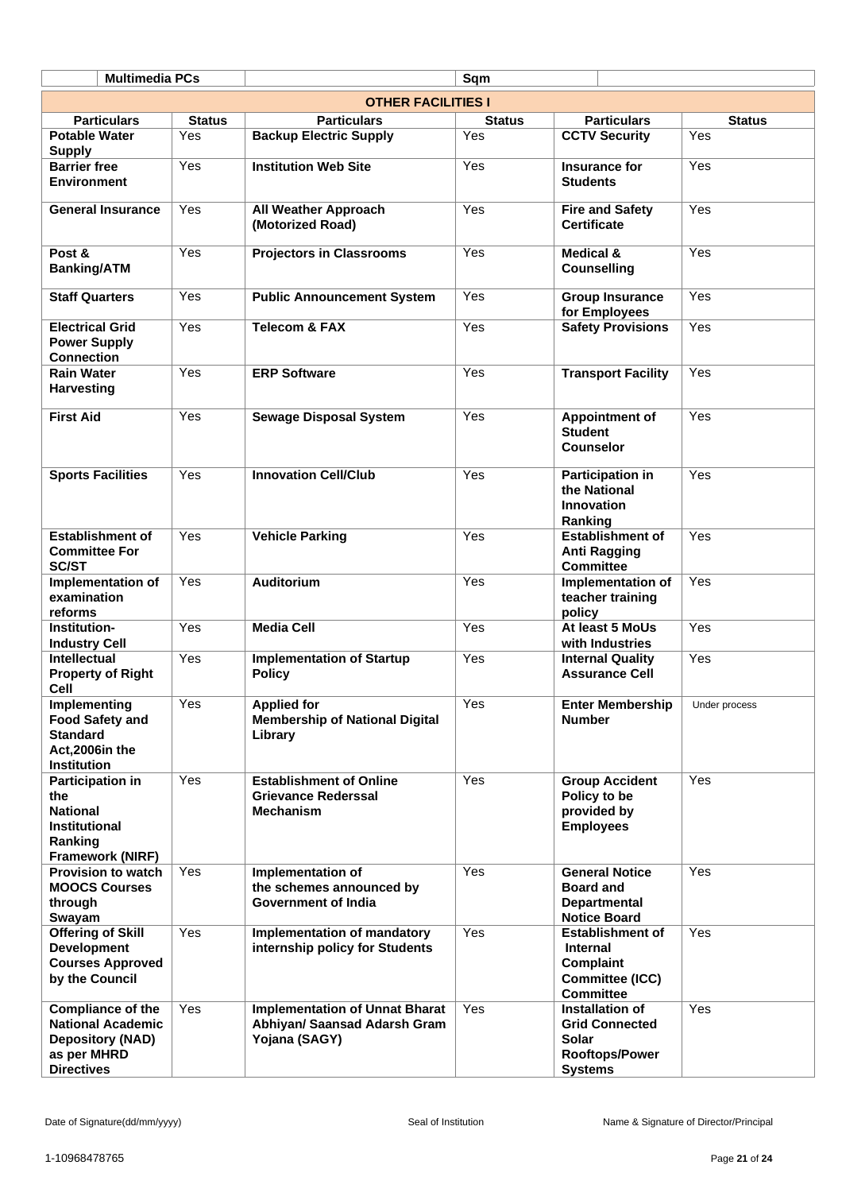| Multimedia PCs | | Sqm | | | |
|---|---|---|---|---|---|

**OTHER FACILITIES I**

| Particulars | Status | Particulars | Status | Particulars | Status |
|---|---|---|---|---|---|
| **Potable Water Supply** | Yes | **Backup Electric Supply** | Yes | **CCTV Security** | Yes |
| **Barrier free Environment** | Yes | **Institution Web Site** | Yes | **Insurance for Students** | Yes |
| **General Insurance** | Yes | **All Weather Approach (Motorized Road)** | Yes | **Fire and Safety Certificate** | Yes |
| **Post & Banking/ATM** | Yes | **Projectors in Classrooms** | Yes | **Medical & Counselling** | Yes |
| **Staff Quarters** | Yes | **Public Announcement System** | Yes | **Group Insurance for Employees** | Yes |
| **Electrical Grid Power Supply Connection** | Yes | **Telecom & FAX** | Yes | **Safety Provisions** | Yes |
| **Rain Water Harvesting** | Yes | **ERP Software** | Yes | **Transport Facility** | Yes |
| **First Aid** | Yes | **Sewage Disposal System** | Yes | **Appointment of Student Counselor** | Yes |
| **Sports Facilities** | Yes | **Innovation Cell/Club** | Yes | **Participation in the National Innovation Ranking** | Yes |
| **Establishment of Committee For SC/ST** | Yes | **Vehicle Parking** | Yes | **Establishment of Anti Ragging Committee** | Yes |
| **Implementation of examination reforms** | Yes | **Auditorium** | Yes | **Implementation of teacher training policy** | Yes |
| **Institution-Industry Cell** | Yes | **Media Cell** | Yes | **At least 5 MoUs with Industries** | Yes |
| **Intellectual Property of Right Cell** | Yes | **Implementation of Startup Policy** | Yes | **Internal Quality Assurance Cell** | Yes |
| **Implementing Food Safety and Standard Act,2006in the Institution** | Yes | **Applied for Membership of National Digital Library** | Yes | **Enter Membership Number** | Under process |
| **Participation in the National Institutional Ranking Framework (NIRF)** | Yes | **Establishment of Online Grievance Rederssal Mechanism** | Yes | **Group Accident Policy to be provided by Employees** | Yes |
| **Provision to watch MOOCS Courses through Swayam** | Yes | **Implementation of the schemes announced by Government of India** | Yes | **General Notice Board and Departmental Notice Board** | Yes |
| **Offering of Skill Development Courses Approved by the Council** | Yes | **Implementation of mandatory internship policy for Students** | Yes | **Establishment of Internal Complaint Committee (ICC) Committee** | Yes |
| **Compliance of the National Academic Depository (NAD) as per MHRD Directives** | Yes | **Implementation of Unnat Bharat Abhiyan/ Saansad Adarsh Gram Yojana (SAGY)** | Yes | **Installation of Grid Connected Solar Rooftops/Power Systems** | Yes |

Date of Signature(dd/mm/yyyy) &nbsp;&nbsp;&nbsp;&nbsp; Seal of Institution &nbsp;&nbsp;&nbsp;&nbsp; Name & Signature of Director/Principal

1-10968478765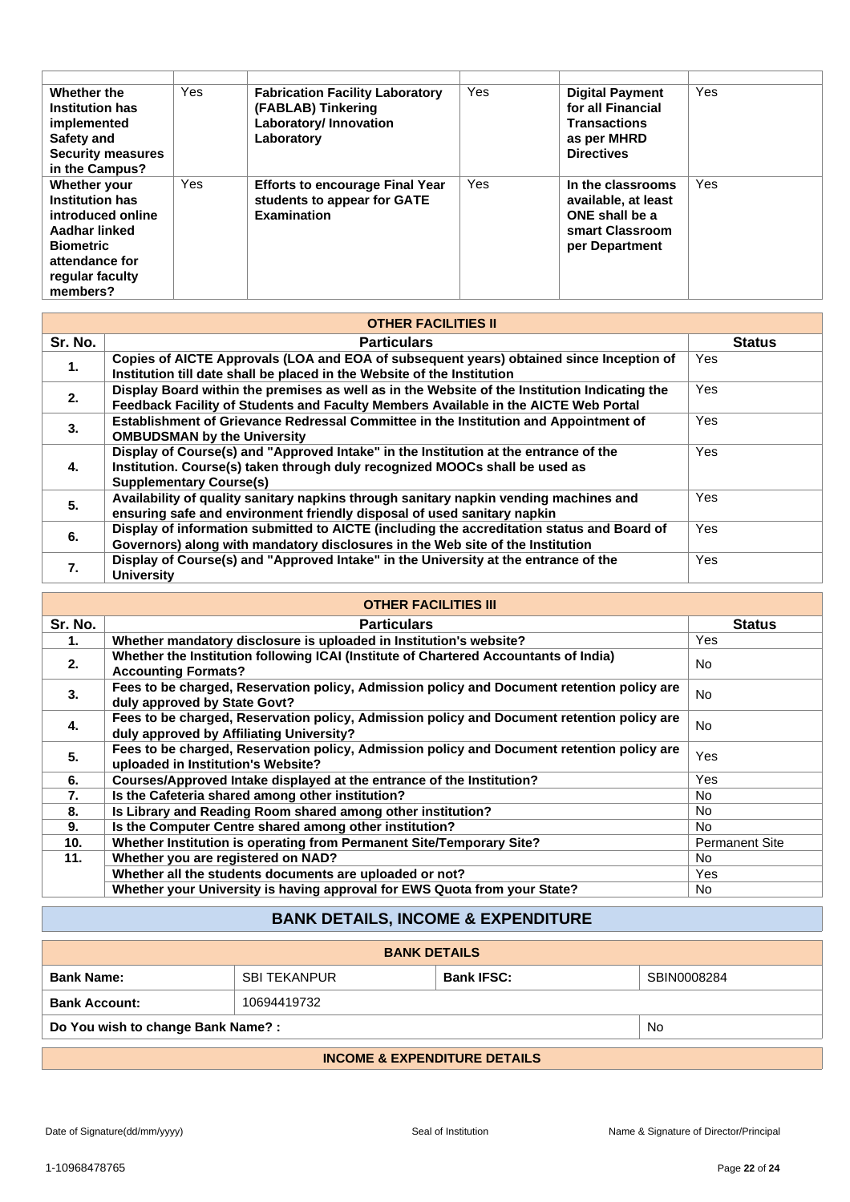| | | | | | |
|---|---|---|---|---|---|
| **Whether the Institution has implemented Safety and Security measures in the Campus?** | Yes | **Fabrication Facility Laboratory (FABLAB) Tinkering Laboratory/ Innovation Laboratory** | Yes | **Digital Payment for all Financial Transactions as per MHRD Directives** | Yes |
| **Whether your Institution has introduced online Aadhar linked Biometric attendance for regular faculty members?** | Yes | **Efforts to encourage Final Year students to appear for GATE Examination** | Yes | **In the classrooms available, at least ONE shall be a smart Classroom per Department** | Yes |

**OTHER FACILITIES II**

| Sr. No. | Particulars | Status |
|---|---|---|
| 1. | Copies of AICTE Approvals (LOA and EOA of subsequent years) obtained since Inception of Institution till date shall be placed in the Website of the Institution | Yes |
| 2. | Display Board within the premises as well as in the Website of the Institution Indicating the Feedback Facility of Students and Faculty Members Available in the AICTE Web Portal | Yes |
| 3. | Establishment of Grievance Redressal Committee in the Institution and Appointment of OMBUDSMAN by the University | Yes |
| 4. | Display of Course(s) and "Approved Intake" in the Institution at the entrance of the Institution. Course(s) taken through duly recognized MOOCs shall be used as Supplementary Course(s) | Yes |
| 5. | Availability of quality sanitary napkins through sanitary napkin vending machines and ensuring safe and environment friendly disposal of used sanitary napkin | Yes |
| 6. | Display of information submitted to AICTE (including the accreditation status and Board of Governors) along with mandatory disclosures in the Web site of the Institution | Yes |
| 7. | Display of Course(s) and "Approved Intake" in the University at the entrance of the University | Yes |

**OTHER FACILITIES III**

| Sr. No. | Particulars | Status |
|---|---|---|
| 1. | Whether mandatory disclosure is uploaded in Institution's website? | Yes |
| 2. | Whether the Institution following ICAI (Institute of Chartered Accountants of India) Accounting Formats? | No |
| 3. | Fees to be charged, Reservation policy, Admission policy and Document retention policy are duly approved by State Govt? | No |
| 4. | Fees to be charged, Reservation policy, Admission policy and Document retention policy are duly approved by Affiliating University? | No |
| 5. | Fees to be charged, Reservation policy, Admission policy and Document retention policy are uploaded in Institution's Website? | Yes |
| 6. | Courses/Approved Intake displayed at the entrance of the Institution? | Yes |
| 7. | Is the Cafeteria shared among other institution? | No |
| 8. | Is Library and Reading Room shared among other institution? | No |
| 9. | Is the Computer Centre shared among other institution? | No |
| 10. | Whether Institution is operating from Permanent Site/Temporary Site? | Permanent Site |
| 11. | Whether you are registered on NAD? | No |
| | Whether all the students documents are uploaded or not? | Yes |
| | Whether your University is having approval for EWS Quota from your State? | No |

## BANK DETAILS, INCOME & EXPENDITURE

**BANK DETAILS**

| | | | |
|---|---|---|---|
| **Bank Name:** | SBI TEKANPUR | **Bank IFSC:** | SBIN0008284 |
| **Bank Account:** | 10694419732 | | |
| **Do You wish to change Bank Name? :** | | | No |

**INCOME & EXPENDITURE DETAILS**

Date of Signature(dd/mm/yyyy) Seal of Institution Name & Signature of Director/Principal

1-10968478765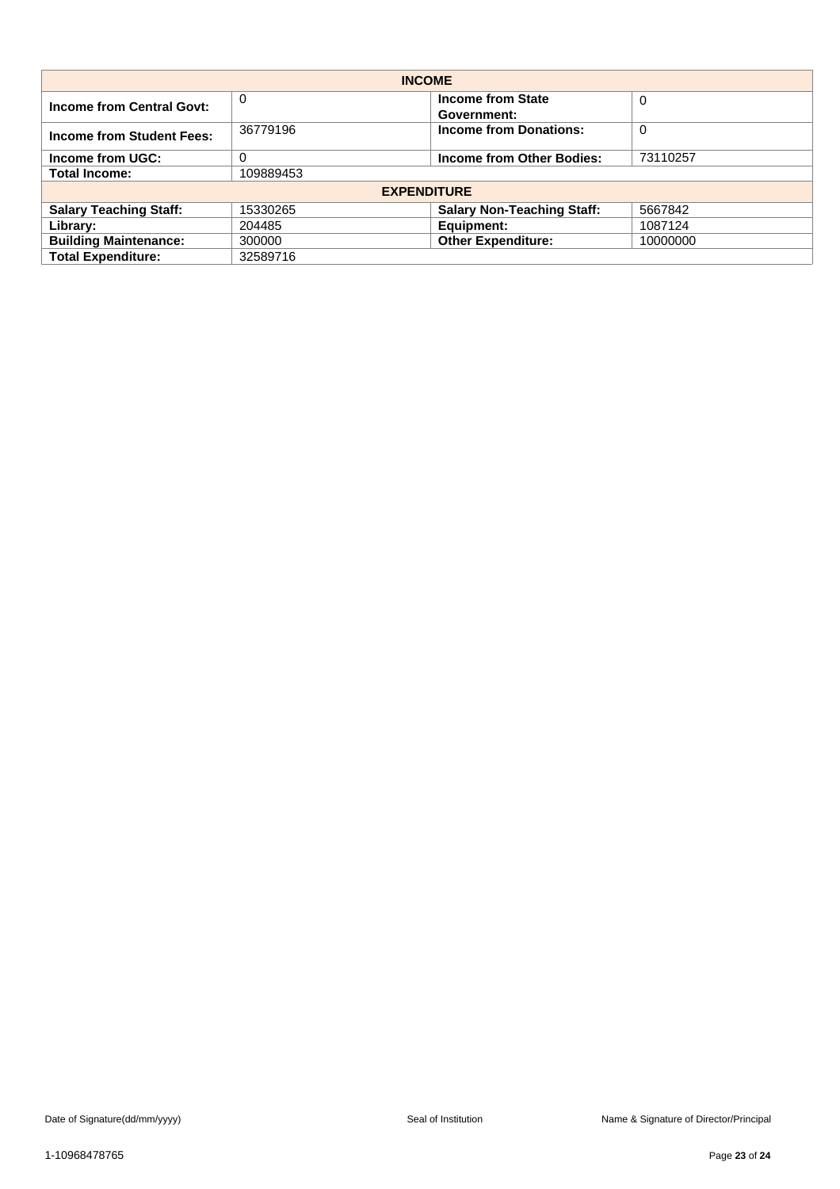| | | | |
|---|---|---|---|
| **INCOME** | | | |
| **Income from Central Govt:** | 0 | **Income from State Government:** | 0 |
| **Income from Student Fees:** | 36779196 | **Income from Donations:** | 0 |
| **Income from UGC:** | 0 | **Income from Other Bodies:** | 73110257 |
| **Total Income:** | 109889453 | | |
| **EXPENDITURE** | | | |
| **Salary Teaching Staff:** | 15330265 | **Salary Non-Teaching Staff:** | 5667842 |
| **Library:** | 204485 | **Equipment:** | 1087124 |
| **Building Maintenance:** | 300000 | **Other Expenditure:** | 10000000 |
| **Total Expenditure:** | 32589716 | | |

Date of Signature(dd/mm/yyyy)　　　Seal of Institution　　　Name & Signature of Director/Principal

1-10968478765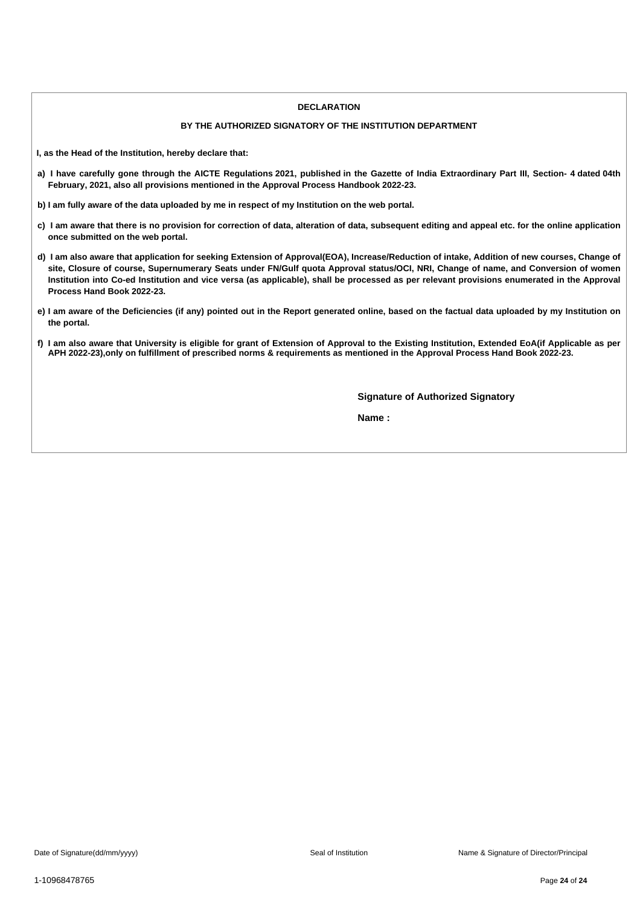**DECLARATION**

**BY THE AUTHORIZED SIGNATORY OF THE INSTITUTION DEPARTMENT**

**I, as the Head of the Institution, hereby declare that:**

**a) I have carefully gone through the AICTE Regulations 2021, published in the Gazette of India Extraordinary Part III, Section- 4 dated 04th February, 2021, also all provisions mentioned in the Approval Process Handbook 2022-23.**

**b) I am fully aware of the data uploaded by me in respect of my Institution on the web portal.**

**c) I am aware that there is no provision for correction of data, alteration of data, subsequent editing and appeal etc. for the online application once submitted on the web portal.**

**d) I am also aware that application for seeking Extension of Approval(EOA), Increase/Reduction of intake, Addition of new courses, Change of site, Closure of course, Supernumerary Seats under FN/Gulf quota Approval status/OCI, NRI, Change of name, and Conversion of women Institution into Co-ed Institution and vice versa (as applicable), shall be processed as per relevant provisions enumerated in the Approval Process Hand Book 2022-23.**

**e) I am aware of the Deficiencies (if any) pointed out in the Report generated online, based on the factual data uploaded by my Institution on the portal.**

**f) I am also aware that University is eligible for grant of Extension of Approval to the Existing Institution, Extended EoA(if Applicable as per APH 2022-23),only on fulfillment of prescribed norms & requirements as mentioned in the Approval Process Hand Book 2022-23.**

**Signature of Authorized Signatory**

**Name :**

Date of Signature(dd/mm/yyyy)

Seal of Institution

Name & Signature of Director/Principal

1-10968478765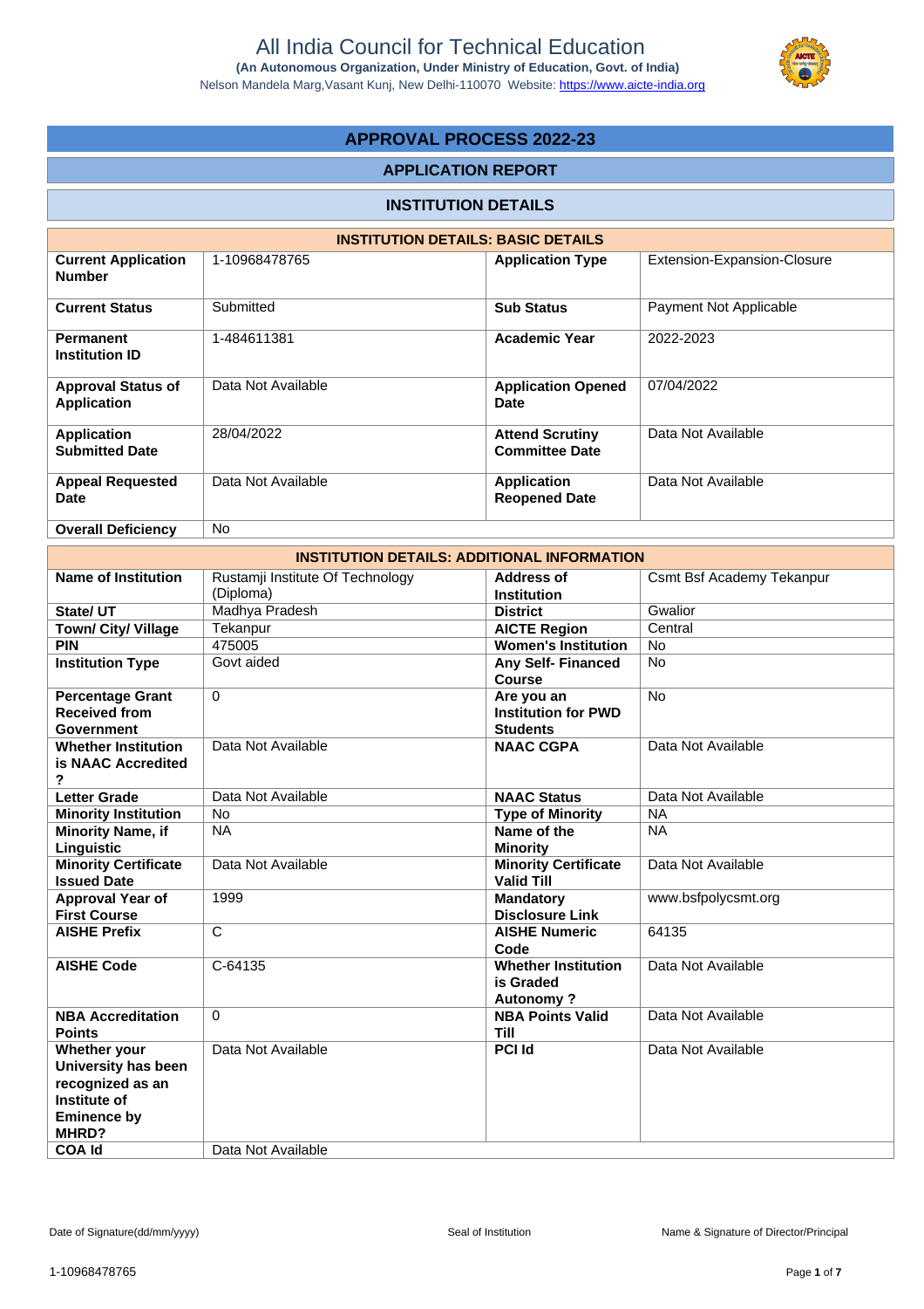# All India Council for Technical Education

**(An Autonomous Organization, Under Ministry of Education, Govt. of India)**

Nelson Mandela Marg,Vasant Kunj, New Delhi-110070 Website: https://www.aicte-india.org

## APPROVAL PROCESS 2022-23

### APPLICATION REPORT

### INSTITUTION DETAILS

| INSTITUTION DETAILS: BASIC DETAILS | | | |
|---|---|---|---|
| **Current Application Number** | 1-10968478765 | **Application Type** | Extension-Expansion-Closure |
| **Current Status** | Submitted | **Sub Status** | Payment Not Applicable |
| **Permanent Institution ID** | 1-484611381 | **Academic Year** | 2022-2023 |
| **Approval Status of Application** | Data Not Available | **Application Opened Date** | 07/04/2022 |
| **Application Submitted Date** | 28/04/2022 | **Attend Scrutiny Committee Date** | Data Not Available |
| **Appeal Requested Date** | Data Not Available | **Application Reopened Date** | Data Not Available |
| **Overall Deficiency** | No | | |

| INSTITUTION DETAILS: ADDITIONAL INFORMATION | | | |
|---|---|---|---|
| **Name of Institution** | Rustamji Institute Of Technology (Diploma) | **Address of Institution** | Csmt Bsf Academy Tekanpur |
| **State/ UT** | Madhya Pradesh | **District** | Gwalior |
| **Town/ City/ Village** | Tekanpur | **AICTE Region** | Central |
| **PIN** | 475005 | **Women's Institution** | No |
| **Institution Type** | Govt aided | **Any Self- Financed Course** | No |
| **Percentage Grant Received from Government** | 0 | **Are you an Institution for PWD Students** | No |
| **Whether Institution is NAAC Accredited ?** | Data Not Available | **NAAC CGPA** | Data Not Available |
| **Letter Grade** | Data Not Available | **NAAC Status** | Data Not Available |
| **Minority Institution** | No | **Type of Minority** | NA |
| **Minority Name, if Linguistic** | NA | **Name of the Minority** | NA |
| **Minority Certificate Issued Date** | Data Not Available | **Minority Certificate Valid Till** | Data Not Available |
| **Approval Year of First Course** | 1999 | **Mandatory Disclosure Link** | www.bsfpolycsmt.org |
| **AISHE Prefix** | C | **AISHE Numeric Code** | 64135 |
| **AISHE Code** | C-64135 | **Whether Institution is Graded Autonomy ?** | Data Not Available |
| **NBA Accreditation Points** | 0 | **NBA Points Valid Till** | Data Not Available |
| **Whether your University has been recognized as an Institute of Eminence by MHRD?** | Data Not Available | **PCI Id** | Data Not Available |
| **COA Id** | Data Not Available | | |

Date of Signature(dd/mm/yyyy) Seal of Institution Name & Signature of Director/Principal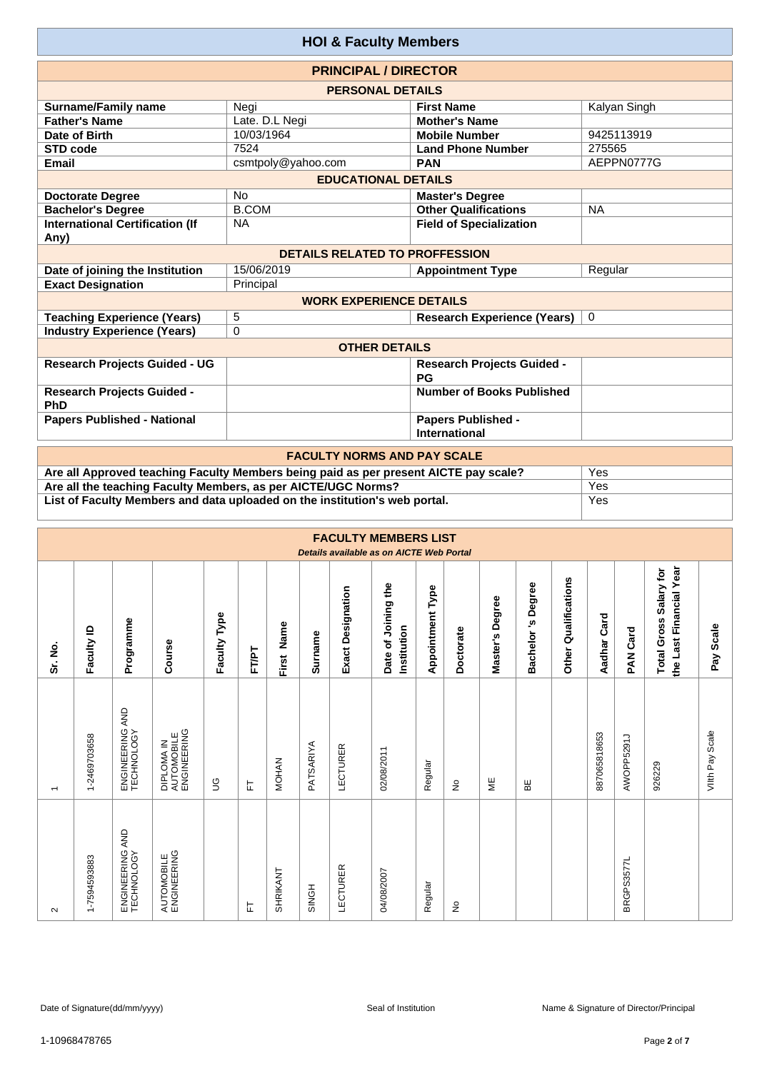# HOI & Faculty Members

## PRINCIPAL / DIRECTOR

### PERSONAL DETAILS

| | | | |
|---|---|---|---|
| **Surname/Family name** | Negi | **First Name** | Kalyan Singh |
| **Father's Name** | Late. D.L Negi | **Mother's Name** | |
| **Date of Birth** | 10/03/1964 | **Mobile Number** | 9425113919 |
| **STD code** | 7524 | **Land Phone Number** | 275565 |
| **Email** | csmtpoly@yahoo.com | **PAN** | AEPPN0777G |

### EDUCATIONAL DETAILS

| | | | |
|---|---|---|---|
| **Doctorate Degree** | No | **Master's Degree** | |
| **Bachelor's Degree** | B.COM | **Other Qualifications** | NA |
| **International Certification (If Any)** | NA | **Field of Specialization** | |

### DETAILS RELATED TO PROFFESSION

| | | | |
|---|---|---|---|
| **Date of joining the Institution** | 15/06/2019 | **Appointment Type** | Regular |
| **Exact Designation** | Principal | | |

### WORK EXPERIENCE DETAILS

| | | | |
|---|---|---|---|
| **Teaching Experience (Years)** | 5 | **Research Experience (Years)** | 0 |
| **Industry Experience (Years)** | 0 | | |

### OTHER DETAILS

| | | | |
|---|---|---|---|
| **Research Projects Guided - UG** | | **Research Projects Guided - PG** | |
| **Research Projects Guided - PhD** | | **Number of Books Published** | |
| **Papers Published - National** | | **Papers Published - International** | |

## FACULTY NORMS AND PAY SCALE

| | |
|---|---|
| **Are all Approved teaching Faculty Members being paid as per present AICTE pay scale?** | Yes |
| **Are all the teaching Faculty Members, as per AICTE/UGC Norms?** | Yes |
| **List of Faculty Members and data uploaded on the institution's web portal.** | Yes |

## FACULTY MEMBERS LIST

*Details available as on AICTE Web Portal*

| Sr. No. | Faculty ID | Programme | Course | Faculty Type | FT/PT | First Name | Surname | Exact Designation | Date of Joining the Institution | Appointment Type | Doctorate | Master's Degree | Bachelor 's Degree | Other Qualifications | Aadhar Card | PAN Card | Total Gross Salary for the Last Financial Year | Pay Scale |
|---|---|---|---|---|---|---|---|---|---|---|---|---|---|---|---|---|---|---|
| 1 | 1-2469703658 | ENGINEERING AND TECHNOLOGY | DIPLOMA IN AUTOMOBILE ENGINEERING | UG | FT | MOHAN | PATSARIYA | LECTURER | 02/08/2011 | Regular | No | ME | BE | | 887065818653 | AWOPP5291J | 926229 | VIIth Pay Scale |
| 2 | 1-7594593883 | ENGINEERING AND TECHNOLOGY | AUTOMOBILE ENGINEERING | | FT | SHRIKANT | SINGH | LECTURER | 04/08/2007 | Regular | No | | | | | BRGPS3577L | | |

Date of Signature(dd/mm/yyyy) | Seal of Institution | Name & Signature of Director/Principal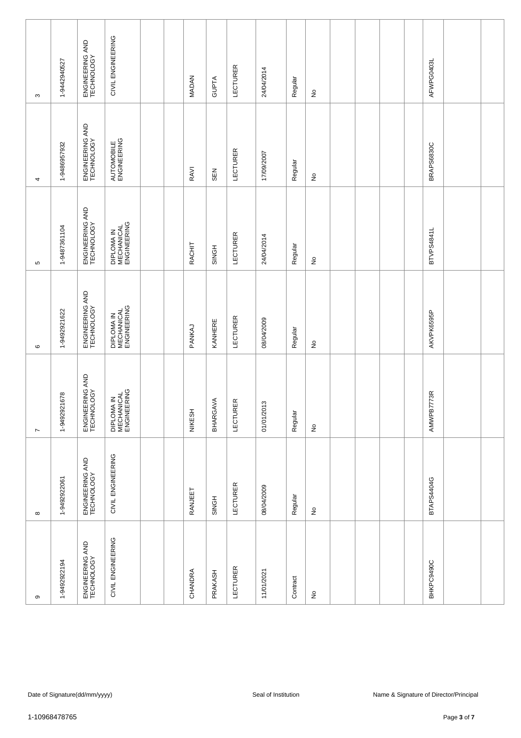| | | | | | | | | | | | | | | | | | | |
|---|---|---|---|---|---|---|---|---|---|---|---|---|---|---|---|---|---|---|
| 3 | 1-9442940527 | ENGINEERING AND TECHNOLOGY | CIVIL ENGINEERING | | | MADAN | GUPTA | LECTURER | 24/04/2014 | Regular | No | | | | | AFWPG0403L | | |
| 4 | 1-9486957932 | ENGINEERING AND TECHNOLOGY | AUTOMOBILE ENGINEERING | | | RAVI | SEN | LECTURER | 17/09/2007 | Regular | No | | | | | BRAPS6830C | | |
| 5 | 1-9487361104 | ENGINEERING AND TECHNOLOGY | DIPLOMA IN MECHANICAL ENGINEERING | | | RACHIT | SINGH | LECTURER | 24/04/2014 | Regular | No | | | | | BTVPS4841L | | |
| 6 | 1-9492921622 | ENGINEERING AND TECHNOLOGY | DIPLOMA IN MECHANICAL ENGINEERING | | | PANKAJ | KANHERE | LECTURER | 08/04/2009 | Regular | No | | | | | AKVPK6595P | | |
| 7 | 1-9492921678 | ENGINEERING AND TECHNOLOGY | DIPLOMA IN MECHANICAL ENGINEERING | | | NIKESH | BHARGAVA | LECTURER | 01/01/2013 | Regular | No | | | | | AMWPB7773R | | |
| 8 | 1-9492922061 | ENGINEERING AND TECHNOLOGY | CIVIL ENGINEERING | | | RANJEET | SINGH | LECTURER | 08/04/2009 | Regular | No | | | | | BTAPS4404G | | |
| 9 | 1-9492922194 | ENGINEERING AND TECHNOLOGY | CIVIL ENGINEERING | | | CHANDRA | PRAKASH | LECTURER | 11/01/2021 | Contract | No | | | | | BHKPC9490C | | |

Date of Signature(dd/mm/yyyy)

Seal of Institution

Name & Signature of Director/Principal

1-10968478765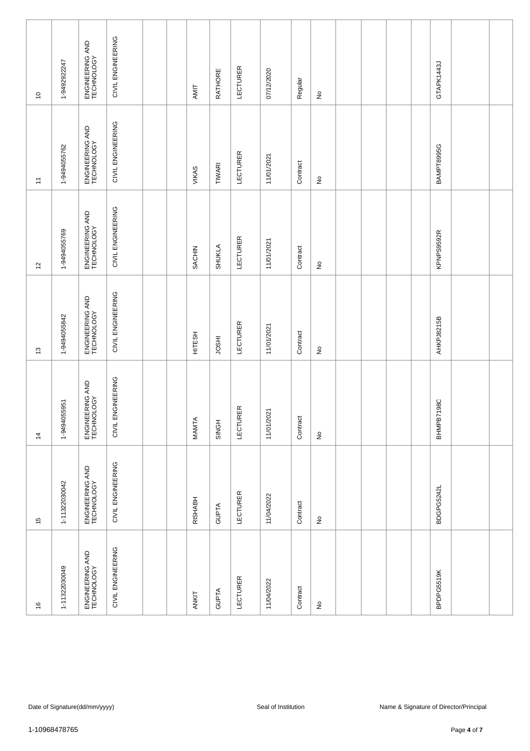| | | | | | | | | | | | | | | | | | | |
|---|---|---|---|---|---|---|---|---|---|---|---|---|---|---|---|---|---|---|
| 10 | 1-9492922247 | ENGINEERING AND TECHNOLOGY | CIVIL ENGINEERING | | | AMIT | RATHORE | LECTURER | 07/12/2020 | Regular | No | | | | | GTAPK1443J | | |
| 11 | 1-9494055762 | ENGINEERING AND TECHNOLOGY | CIVIL ENGINEERING | | | VIKAS | TIWARI | LECTURER | 11/01/2021 | Contract | No | | | | | BAMPT8995G | | |
| 12 | 1-9494055769 | ENGINEERING AND TECHNOLOGY | CIVIL ENGINEERING | | | SACHIN | SHUKLA | LECTURER | 11/01/2021 | Contract | No | | | | | KPNPS9592R | | |
| 13 | 1-9494055842 | ENGINEERING AND TECHNOLOGY | CIVIL ENGINEERING | | | HITESH | JOSHI | LECTURER | 11/01/2021 | Contract | No | | | | | AHKPJ8215B | | |
| 14 | 1-9494055951 | ENGINEERING AND TECHNOLOGY | CIVIL ENGINEERING | | | MAMTA | SINGH | LECTURER | 11/01/2021 | Contract | No | | | | | BHMPB7198C | | |
| 15 | 1-11322030042 | ENGINEERING AND TECHNOLOGY | CIVIL ENGINEERING | | | RISHABH | GUPTA | LECTURER | 11/04/2022 | Contract | No | | | | | BDGPG5242L | | |
| 16 | 1-11322030049 | ENGINEERING AND TECHNOLOGY | CIVIL ENGINEERING | | | ANKIT | GUPTA | LECTURER | 11/04/2022 | Contract | No | | | | | BPDPG5519K | | |

Date of Signature(dd/mm/yyyy)    Seal of Institution    Name & Signature of Director/Principal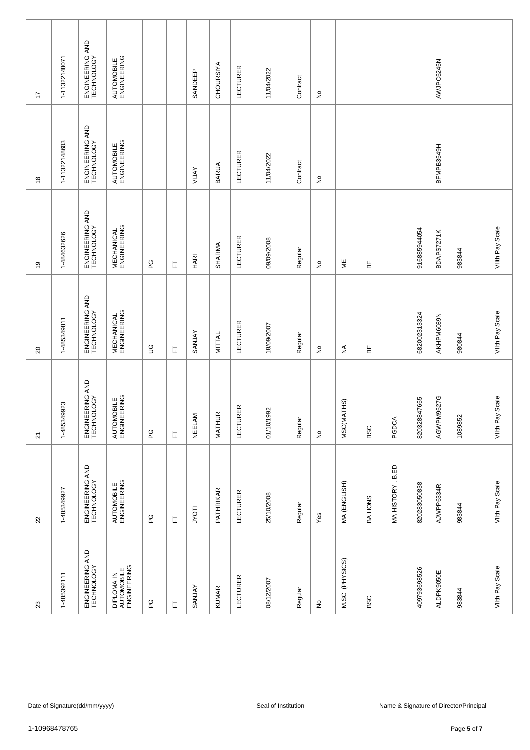| | | | | | | | | | | | | | | | | | | |
|---|---|---|---|---|---|---|---|---|---|---|---|---|---|---|---|---|---|---|
| 17 | 1-11322148071 | ENGINEERING AND TECHNOLOGY | AUTOMOBILE ENGINEERING | | | SANDEEP | CHOURSIYA | LECTURER | 11/04/2022 | Contract | No | | | | | AWJPC5245N | | |
| 18 | 1-11322148603 | ENGINEERING AND TECHNOLOGY | AUTOMOBILE ENGINEERING | | | VIJAY | BARUA | LECTURER | 11/04/2022 | Contract | No | | | | | BFMPB3549H | | |
| 19 | 1-484632626 | ENGINEERING AND TECHNOLOGY | MECHANICAL ENGINEERING | PG | FT | HARI | SHARMA | LECTURER | 09/09/2008 | Regular | No | ME | BE | | 916885944054 | BDAPS7271K | 983844 | VIIth Pay Scale |
| 20 | 1-485349811 | ENGINEERING AND TECHNOLOGY | MECHANICAL ENGINEERING | UG | FT | SANJAY | MITTAL | LECTURER | 18/09/2007 | Regular | No | NA | BE | | 682002313324 | AKHPM6089N | 980844 | VIIth Pay Scale |
| 21 | 1-485349923 | ENGINEERING AND TECHNOLOGY | AUTOMOBILE ENGINEERING | PG | FT | NEELAM | MATHUR | LECTURER | 01/10/1992 | Regular | No | MSC(MATHS) | BSC | PGDCA | 820328847655 | AGWPM9527G | 1089852 | VIIth Pay Scale |
| 22 | 1-485349927 | ENGINEERING AND TECHNOLOGY | AUTOMOBILE ENGINEERING | PG | FT | JYOTI | PATHRIKAR | LECTURER | 25/10/2008 | Regular | Yes | MA (ENGLISH) | BA HONS | MA HISTORY , B.ED | 820283050838 | AJWPP6334R | 983844 | VIIth Pay Scale |
| 23 | 1-485392111 | ENGINEERING AND TECHNOLOGY | DIPLOMA IN AUTOMOBILE ENGINEERING | PG | FT | SANJAY | KUMAR | LECTURER | 08/12/2007 | Regular | No | M.SC (PHYSICS) | BSC | | 409793698526 | ALDPK9050E | 983844 | VIIth Pay Scale |

Date of Signature(dd/mm/yyyy) Seal of Institution Name & Signature of Director/Principal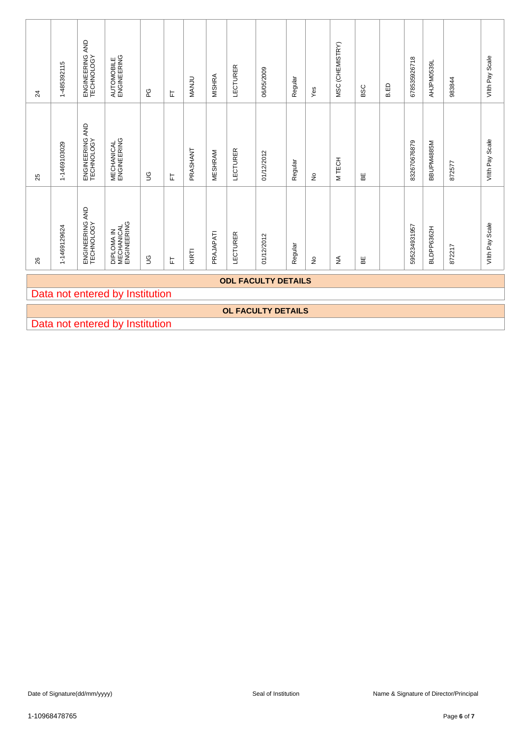| | | | | | | | | | | | | | | | | | | |
|---|---|---|---|---|---|---|---|---|---|---|---|---|---|---|---|---|---|---|
| 24 | 1-485392115 | ENGINEERING AND TECHNOLOGY | AUTOMOBILE ENGINEERING | PG | FT | MANJU | MISHRA | LECTURER | 06/05/2009 | Regular | Yes | MSC (CHEMISTRY) | BSC | B.ED | 678535926718 | AHJPM0539L | 983844 | VIIth Pay Scale |
| 25 | 1-1469103029 | ENGINEERING AND TECHNOLOGY | MECHANICAL ENGINEERING | UG | FT | PRASHANT | MESHRAM | LECTURER | 01/12/2012 | Regular | No | M TECH | BE | | 832670676879 | BBUPM4885M | 872577 | VIIth Pay Scale |
| 26 | 1-1469129624 | ENGINEERING AND TECHNOLOGY | DIPLOMA IN MECHANICAL ENGINEERING | UG | FT | KIRTI | PRAJAPATI | LECTURER | 01/12/2012 | Regular | No | NA | BE | | 595234931957 | BLDPP6362H | 872217 | VIIth Pay Scale |

**ODL FACULTY DETAILS**

Data not entered by Institution

**OL FACULTY DETAILS**

Data not entered by Institution

Date of Signature(dd/mm/yyyy) | Seal of Institution | Name & Signature of Director/Principal

1-10968478765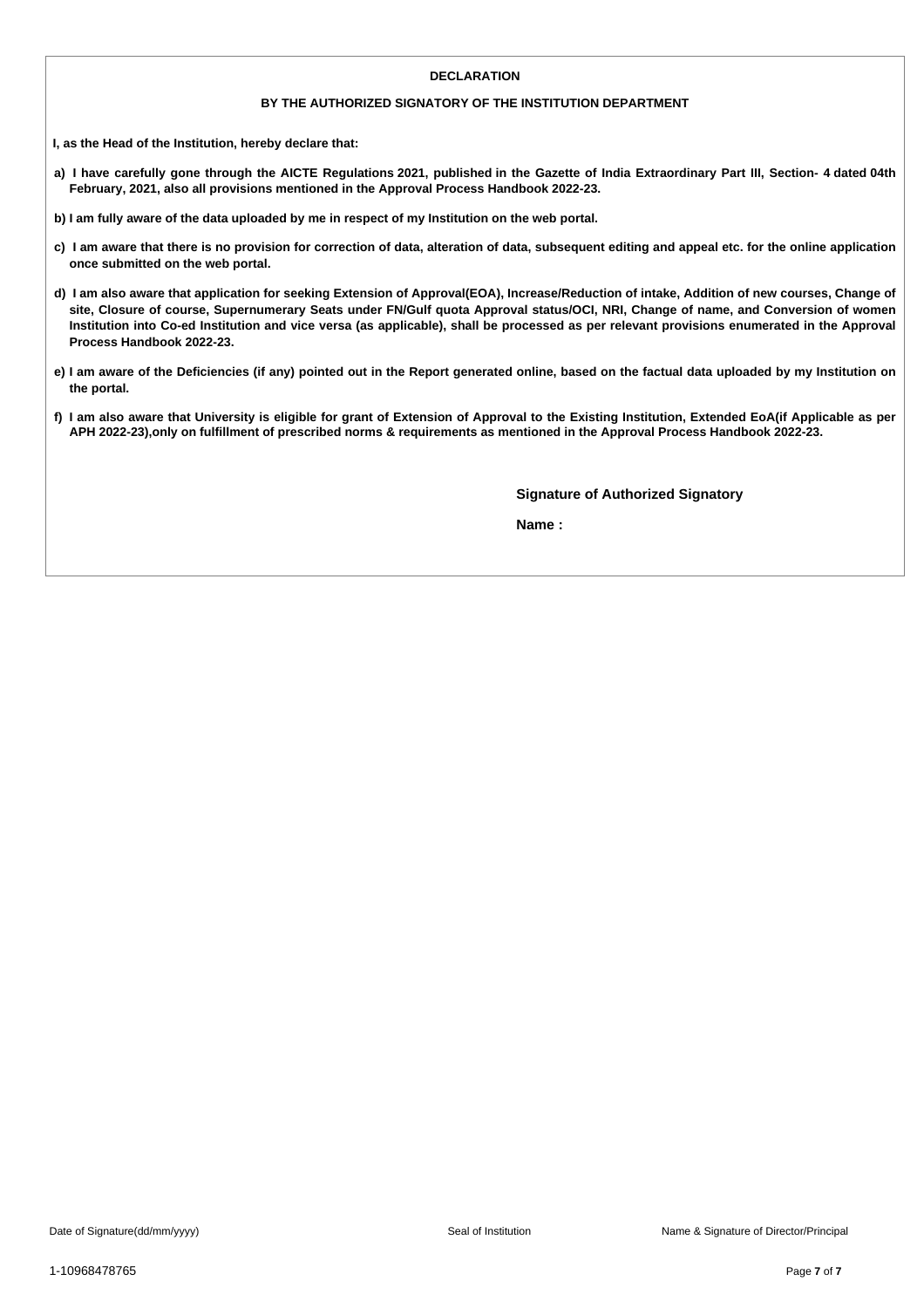## DECLARATION

### BY THE AUTHORIZED SIGNATORY OF THE INSTITUTION DEPARTMENT

**I, as the Head of the Institution, hereby declare that:**

**a) I have carefully gone through the AICTE Regulations 2021, published in the Gazette of India Extraordinary Part III, Section- 4 dated 04th February, 2021, also all provisions mentioned in the Approval Process Handbook 2022-23.**

**b) I am fully aware of the data uploaded by me in respect of my Institution on the web portal.**

**c) I am aware that there is no provision for correction of data, alteration of data, subsequent editing and appeal etc. for the online application once submitted on the web portal.**

**d) I am also aware that application for seeking Extension of Approval(EOA), Increase/Reduction of intake, Addition of new courses, Change of site, Closure of course, Supernumerary Seats under FN/Gulf quota Approval status/OCI, NRI, Change of name, and Conversion of women Institution into Co-ed Institution and vice versa (as applicable), shall be processed as per relevant provisions enumerated in the Approval Process Handbook 2022-23.**

**e) I am aware of the Deficiencies (if any) pointed out in the Report generated online, based on the factual data uploaded by my Institution on the portal.**

**f) I am also aware that University is eligible for grant of Extension of Approval to the Existing Institution, Extended EoA(if Applicable as per APH 2022-23),only on fulfillment of prescribed norms & requirements as mentioned in the Approval Process Handbook 2022-23.**

**Signature of Authorized Signatory**

**Name :**

Date of Signature(dd/mm/yyyy)

Seal of Institution

Name & Signature of Director/Principal

1-10968478765